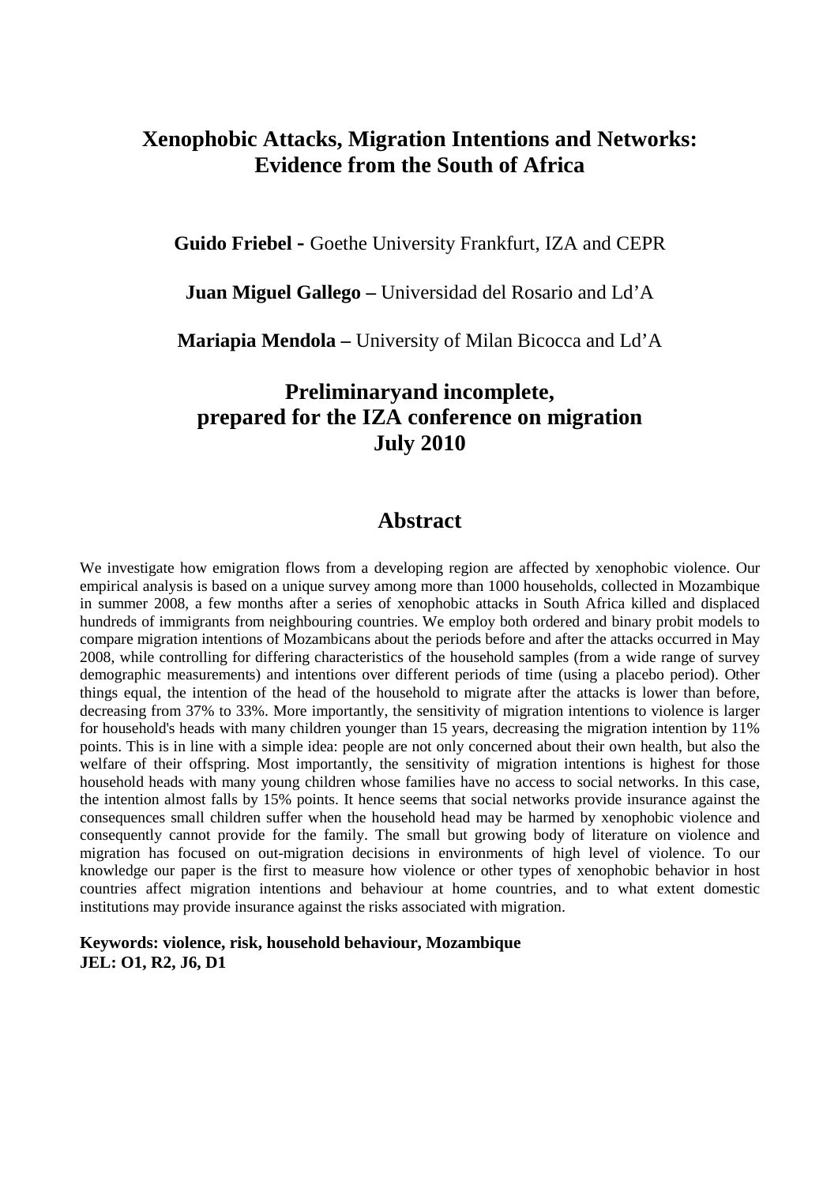# Xenophobic Attacks, Migration Intentions and Networks: Evidence from the South of Africa

**Guido Friebel -** Goethe University Frankfurt, IZA and CEPR

**Juan Miguel Gallego –** Universidad del Rosario and Ld'A

**Mariapia Mendola –** University of Milan Bicocca and Ld'A

## Preliminaryand incomplete, prepared for the IZA conference on migration July 2010

## Abstract

We investigate how emigration flows from a developing region are affected by xenophobic violence. Our empirical analysis is based on a unique survey among more than 1000 households, collected in Mozambique in summer 2008, a few months after a series of xenophobic attacks in South Africa killed and displaced hundreds of immigrants from neighbouring countries. We employ both ordered and binary probit models to compare migration intentions of Mozambicans about the periods before and after the attacks occurred in May 2008, while controlling for differing characteristics of the household samples (from a wide range of survey demographic measurements) and intentions over different periods of time (using a placebo period). Other things equal, the intention of the head of the household to migrate after the attacks is lower than before, decreasing from 37% to 33%. More importantly, the sensitivity of migration intentions to violence is larger for household's heads with many children younger than 15 years, decreasing the migration intention by 11% points. This is in line with a simple idea: people are not only concerned about their own health, but also the welfare of their offspring. Most importantly, the sensitivity of migration intentions is highest for those household heads with many young children whose families have no access to social networks. In this case, the intention almost falls by 15% points. It hence seems that social networks provide insurance against the consequences small children suffer when the household head may be harmed by xenophobic violence and consequently cannot provide for the family. The small but growing body of literature on violence and migration has focused on out-migration decisions in environments of high level of violence. To our knowledge our paper is the first to measure how violence or other types of xenophobic behavior in host countries affect migration intentions and behaviour at home countries, and to what extent domestic institutions may provide insurance against the risks associated with migration.

**Keywords: violence, risk, household behaviour, Mozambique**
**JEL: O1, R2, J6, D1**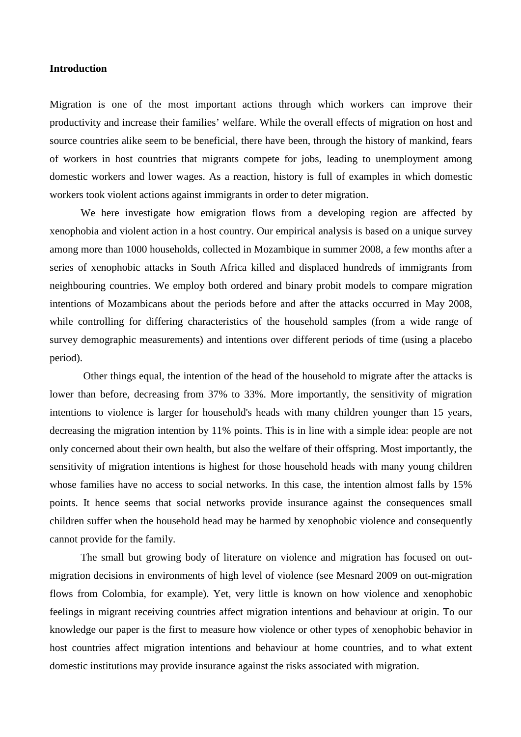**Introduction**

Migration is one of the most important actions through which workers can improve their productivity and increase their families' welfare. While the overall effects of migration on host and source countries alike seem to be beneficial, there have been, through the history of mankind, fears of workers in host countries that migrants compete for jobs, leading to unemployment among domestic workers and lower wages. As a reaction, history is full of examples in which domestic workers took violent actions against immigrants in order to deter migration.

We here investigate how emigration flows from a developing region are affected by xenophobia and violent action in a host country. Our empirical analysis is based on a unique survey among more than 1000 households, collected in Mozambique in summer 2008, a few months after a series of xenophobic attacks in South Africa killed and displaced hundreds of immigrants from neighbouring countries. We employ both ordered and binary probit models to compare migration intentions of Mozambicans about the periods before and after the attacks occurred in May 2008, while controlling for differing characteristics of the household samples (from a wide range of survey demographic measurements) and intentions over different periods of time (using a placebo period).

Other things equal, the intention of the head of the household to migrate after the attacks is lower than before, decreasing from 37% to 33%. More importantly, the sensitivity of migration intentions to violence is larger for household's heads with many children younger than 15 years, decreasing the migration intention by 11% points. This is in line with a simple idea: people are not only concerned about their own health, but also the welfare of their offspring. Most importantly, the sensitivity of migration intentions is highest for those household heads with many young children whose families have no access to social networks. In this case, the intention almost falls by 15% points. It hence seems that social networks provide insurance against the consequences small children suffer when the household head may be harmed by xenophobic violence and consequently cannot provide for the family.

The small but growing body of literature on violence and migration has focused on out-migration decisions in environments of high level of violence (see Mesnard 2009 on out-migration flows from Colombia, for example). Yet, very little is known on how violence and xenophobic feelings in migrant receiving countries affect migration intentions and behaviour at origin. To our knowledge our paper is the first to measure how violence or other types of xenophobic behavior in host countries affect migration intentions and behaviour at home countries, and to what extent domestic institutions may provide insurance against the risks associated with migration.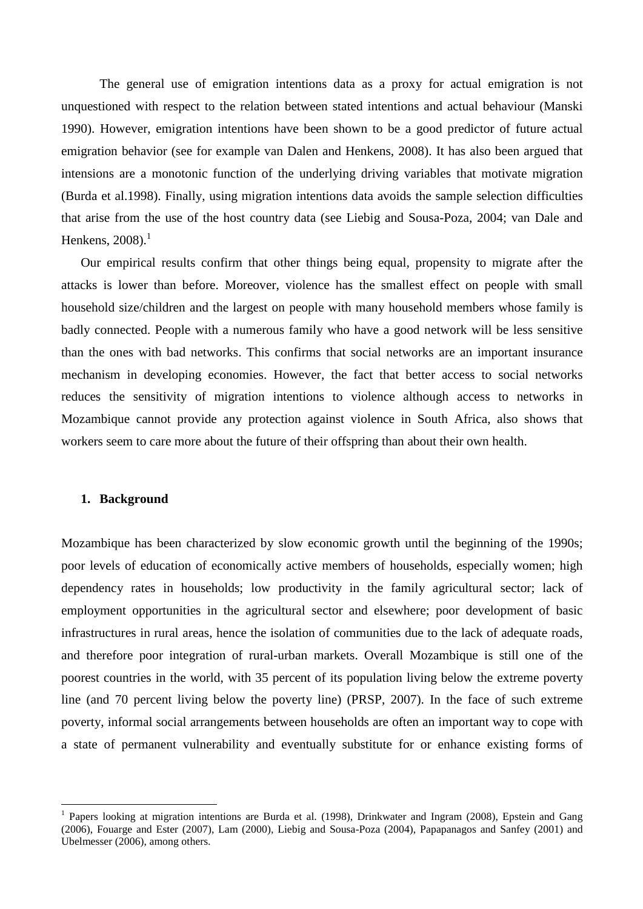The general use of emigration intentions data as a proxy for actual emigration is not unquestioned with respect to the relation between stated intentions and actual behaviour (Manski 1990). However, emigration intentions have been shown to be a good predictor of future actual emigration behavior (see for example van Dalen and Henkens, 2008). It has also been argued that intensions are a monotonic function of the underlying driving variables that motivate migration (Burda et al.1998). Finally, using migration intentions data avoids the sample selection difficulties that arise from the use of the host country data (see Liebig and Sousa-Poza, 2004; van Dale and Henkens, 2008).[1]

Our empirical results confirm that other things being equal, propensity to migrate after the attacks is lower than before. Moreover, violence has the smallest effect on people with small household size/children and the largest on people with many household members whose family is badly connected. People with a numerous family who have a good network will be less sensitive than the ones with bad networks. This confirms that social networks are an important insurance mechanism in developing economies. However, the fact that better access to social networks reduces the sensitivity of migration intentions to violence although access to networks in Mozambique cannot provide any protection against violence in South Africa, also shows that workers seem to care more about the future of their offspring than about their own health.

## 1. Background

Mozambique has been characterized by slow economic growth until the beginning of the 1990s; poor levels of education of economically active members of households, especially women; high dependency rates in households; low productivity in the family agricultural sector; lack of employment opportunities in the agricultural sector and elsewhere; poor development of basic infrastructures in rural areas, hence the isolation of communities due to the lack of adequate roads, and therefore poor integration of rural-urban markets. Overall Mozambique is still one of the poorest countries in the world, with 35 percent of its population living below the extreme poverty line (and 70 percent living below the poverty line) (PRSP, 2007). In the face of such extreme poverty, informal social arrangements between households are often an important way to cope with a state of permanent vulnerability and eventually substitute for or enhance existing forms of

[1] Papers looking at migration intentions are Burda et al. (1998), Drinkwater and Ingram (2008), Epstein and Gang (2006), Fouarge and Ester (2007), Lam (2000), Liebig and Sousa-Poza (2004), Papapanagos and Sanfey (2001) and Ubelmesser (2006), among others.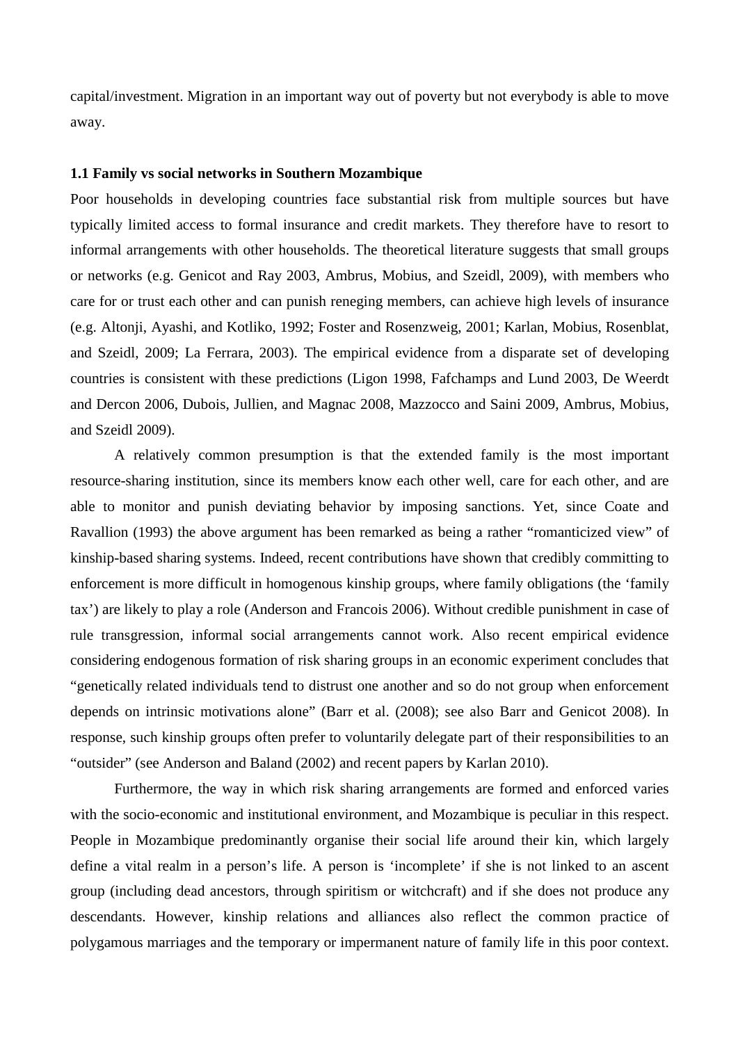capital/investment. Migration in an important way out of poverty but not everybody is able to move away.

### 1.1 Family vs social networks in Southern Mozambique

Poor households in developing countries face substantial risk from multiple sources but have typically limited access to formal insurance and credit markets. They therefore have to resort to informal arrangements with other households. The theoretical literature suggests that small groups or networks (e.g. Genicot and Ray 2003, Ambrus, Mobius, and Szeidl, 2009), with members who care for or trust each other and can punish reneging members, can achieve high levels of insurance (e.g. Altonji, Ayashi, and Kotliko, 1992; Foster and Rosenzweig, 2001; Karlan, Mobius, Rosenblat, and Szeidl, 2009; La Ferrara, 2003). The empirical evidence from a disparate set of developing countries is consistent with these predictions (Ligon 1998, Fafchamps and Lund 2003, De Weerdt and Dercon 2006, Dubois, Jullien, and Magnac 2008, Mazzocco and Saini 2009, Ambrus, Mobius, and Szeidl 2009).

A relatively common presumption is that the extended family is the most important resource-sharing institution, since its members know each other well, care for each other, and are able to monitor and punish deviating behavior by imposing sanctions. Yet, since Coate and Ravallion (1993) the above argument has been remarked as being a rather "romanticized view" of kinship-based sharing systems. Indeed, recent contributions have shown that credibly committing to enforcement is more difficult in homogenous kinship groups, where family obligations (the 'family tax') are likely to play a role (Anderson and Francois 2006). Without credible punishment in case of rule transgression, informal social arrangements cannot work. Also recent empirical evidence considering endogenous formation of risk sharing groups in an economic experiment concludes that "genetically related individuals tend to distrust one another and so do not group when enforcement depends on intrinsic motivations alone" (Barr et al. (2008); see also Barr and Genicot 2008). In response, such kinship groups often prefer to voluntarily delegate part of their responsibilities to an "outsider" (see Anderson and Baland (2002) and recent papers by Karlan 2010).

Furthermore, the way in which risk sharing arrangements are formed and enforced varies with the socio-economic and institutional environment, and Mozambique is peculiar in this respect. People in Mozambique predominantly organise their social life around their kin, which largely define a vital realm in a person's life. A person is 'incomplete' if she is not linked to an ascent group (including dead ancestors, through spiritism or witchcraft) and if she does not produce any descendants. However, kinship relations and alliances also reflect the common practice of polygamous marriages and the temporary or impermanent nature of family life in this poor context.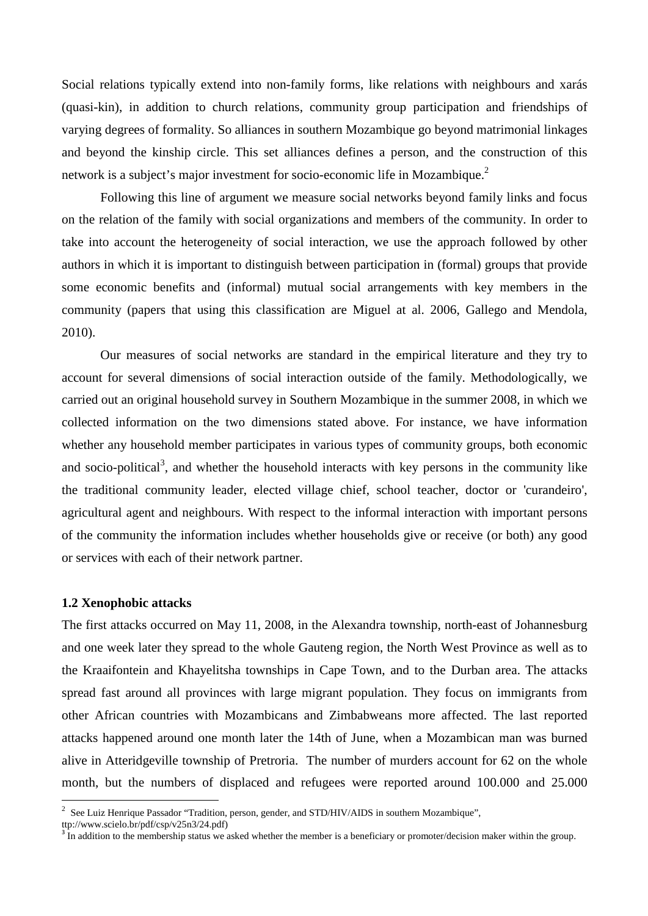Social relations typically extend into non-family forms, like relations with neighbours and xarás (quasi-kin), in addition to church relations, community group participation and friendships of varying degrees of formality. So alliances in southern Mozambique go beyond matrimonial linkages and beyond the kinship circle. This set alliances defines a person, and the construction of this network is a subject's major investment for socio-economic life in Mozambique.[2]

Following this line of argument we measure social networks beyond family links and focus on the relation of the family with social organizations and members of the community. In order to take into account the heterogeneity of social interaction, we use the approach followed by other authors in which it is important to distinguish between participation in (formal) groups that provide some economic benefits and (informal) mutual social arrangements with key members in the community (papers that using this classification are Miguel at al. 2006, Gallego and Mendola, 2010).

Our measures of social networks are standard in the empirical literature and they try to account for several dimensions of social interaction outside of the family. Methodologically, we carried out an original household survey in Southern Mozambique in the summer 2008, in which we collected information on the two dimensions stated above. For instance, we have information whether any household member participates in various types of community groups, both economic and socio-political[3], and whether the household interacts with key persons in the community like the traditional community leader, elected village chief, school teacher, doctor or 'curandeiro', agricultural agent and neighbours. With respect to the informal interaction with important persons of the community the information includes whether households give or receive (or both) any good or services with each of their network partner.

### 1.2 Xenophobic attacks

The first attacks occurred on May 11, 2008, in the Alexandra township, north-east of Johannesburg and one week later they spread to the whole Gauteng region, the North West Province as well as to the Kraaifontein and Khayelitsha townships in Cape Town, and to the Durban area. The attacks spread fast around all provinces with large migrant population. They focus on immigrants from other African countries with Mozambicans and Zimbabweans more affected. The last reported attacks happened around one month later the 14th of June, when a Mozambican man was burned alive in Atteridgeville township of Pretroria. The number of murders account for 62 on the whole month, but the numbers of displaced and refugees were reported around 100.000 and 25.000

---

[2] See Luiz Henrique Passador "Tradition, person, gender, and STD/HIV/AIDS in southern Mozambique", ttp://www.scielo.br/pdf/csp/v25n3/24.pdf)

[3] In addition to the membership status we asked whether the member is a beneficiary or promoter/decision maker within the group.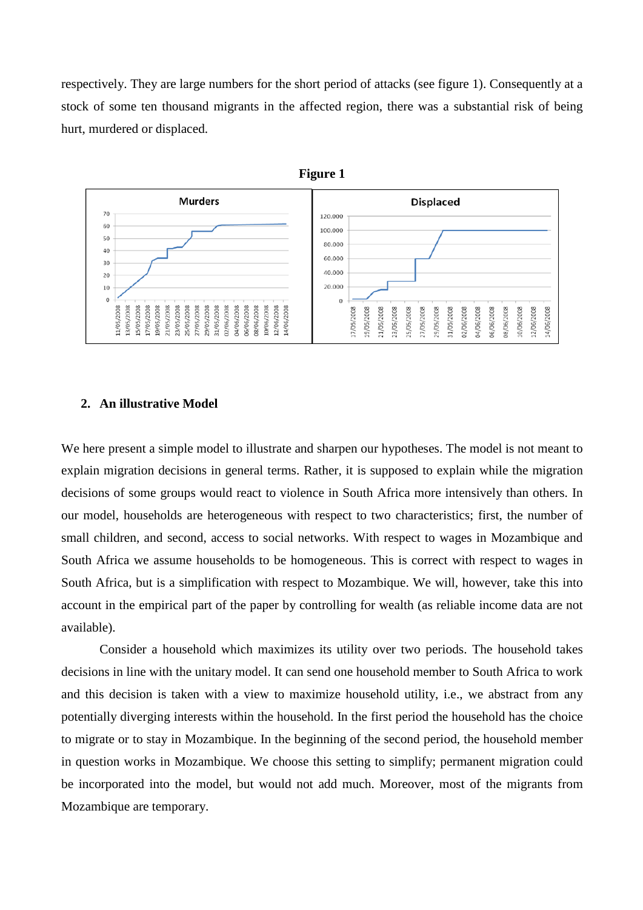respectively. They are large numbers for the short period of attacks (see figure 1). Consequently at a stock of some ten thousand migrants in the affected region, there was a substantial risk of being hurt, murdered or displaced.

**Figure 1**

## 2. An illustrative Model

We here present a simple model to illustrate and sharpen our hypotheses. The model is not meant to explain migration decisions in general terms. Rather, it is supposed to explain while the migration decisions of some groups would react to violence in South Africa more intensively than others. In our model, households are heterogeneous with respect to two characteristics; first, the number of small children, and second, access to social networks. With respect to wages in Mozambique and South Africa we assume households to be homogeneous. This is correct with respect to wages in South Africa, but is a simplification with respect to Mozambique. We will, however, take this into account in the empirical part of the paper by controlling for wealth (as reliable income data are not available).

Consider a household which maximizes its utility over two periods. The household takes decisions in line with the unitary model. It can send one household member to South Africa to work and this decision is taken with a view to maximize household utility, i.e., we abstract from any potentially diverging interests within the household. In the first period the household has the choice to migrate or to stay in Mozambique. In the beginning of the second period, the household member in question works in Mozambique. We choose this setting to simplify; permanent migration could be incorporated into the model, but would not add much. Moreover, most of the migrants from Mozambique are temporary.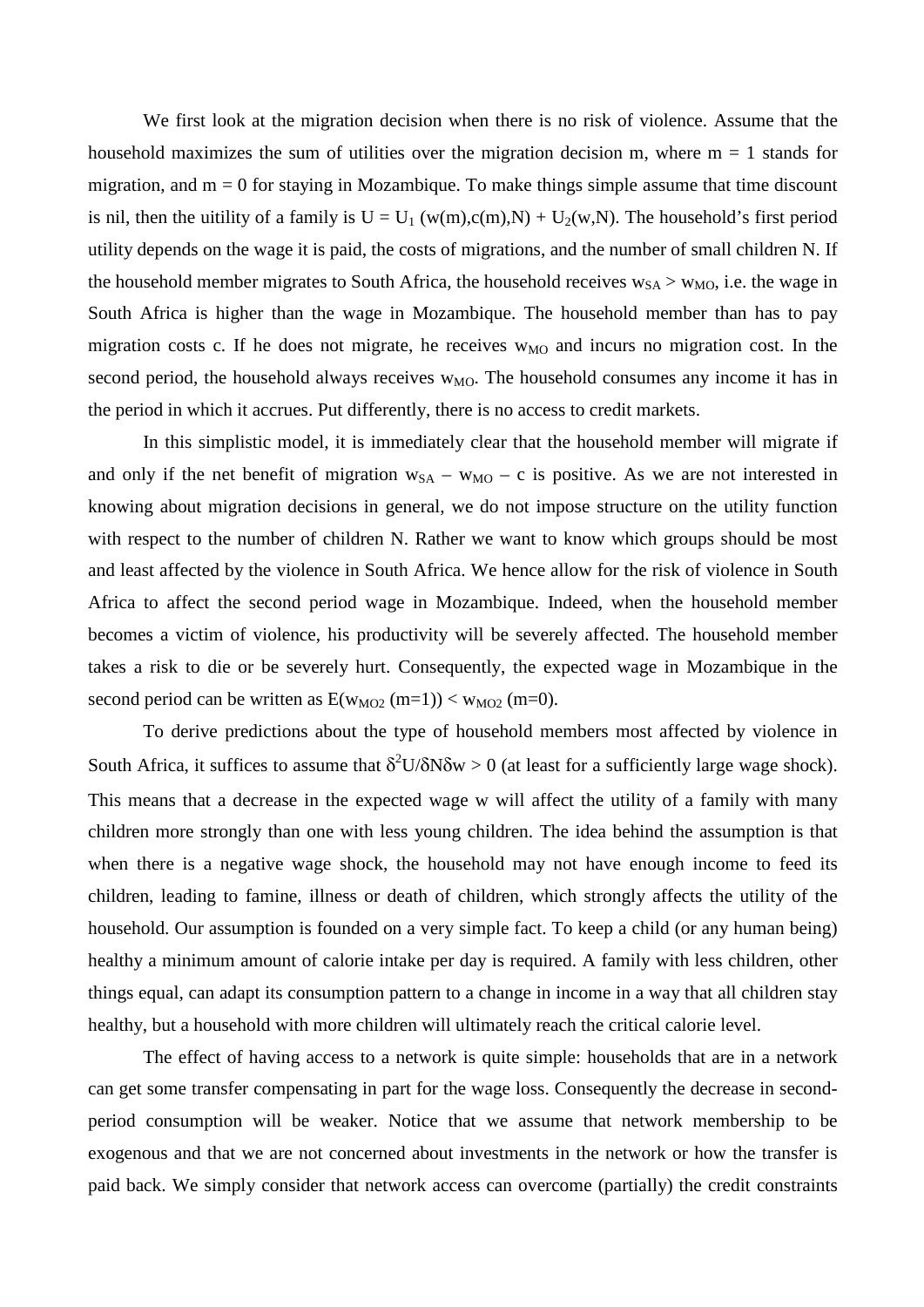We first look at the migration decision when there is no risk of violence. Assume that the household maximizes the sum of utilities over the migration decision m, where m = 1 stands for migration, and m = 0 for staying in Mozambique. To make things simple assume that time discount is nil, then the uitility of a family is $U = U_1 (w(m),c(m),N) + U_2(w,N)$. The household's first period utility depends on the wage it is paid, the costs of migrations, and the number of small children N. If the household member migrates to South Africa, the household receives $w_{SA} > w_{MO}$, i.e. the wage in South Africa is higher than the wage in Mozambique. The household member than has to pay migration costs c. If he does not migrate, he receives $w_{MO}$ and incurs no migration cost. In the second period, the household always receives $w_{MO}$. The household consumes any income it has in the period in which it accrues. Put differently, there is no access to credit markets.

In this simplistic model, it is immediately clear that the household member will migrate if and only if the net benefit of migration $w_{SA} - w_{MO} - c$ is positive. As we are not interested in knowing about migration decisions in general, we do not impose structure on the utility function with respect to the number of children N. Rather we want to know which groups should be most and least affected by the violence in South Africa. We hence allow for the risk of violence in South Africa to affect the second period wage in Mozambique. Indeed, when the household member becomes a victim of violence, his productivity will be severely affected. The household member takes a risk to die or be severely hurt. Consequently, the expected wage in Mozambique in the second period can be written as $E(w_{MO2}\,(m=1)) < w_{MO2}\,(m=0)$.

To derive predictions about the type of household members most affected by violence in South Africa, it suffices to assume that $\delta^2U/\delta N\delta w > 0$ (at least for a sufficiently large wage shock). This means that a decrease in the expected wage w will affect the utility of a family with many children more strongly than one with less young children. The idea behind the assumption is that when there is a negative wage shock, the household may not have enough income to feed its children, leading to famine, illness or death of children, which strongly affects the utility of the household. Our assumption is founded on a very simple fact. To keep a child (or any human being) healthy a minimum amount of calorie intake per day is required. A family with less children, other things equal, can adapt its consumption pattern to a change in income in a way that all children stay healthy, but a household with more children will ultimately reach the critical calorie level.

The effect of having access to a network is quite simple: households that are in a network can get some transfer compensating in part for the wage loss. Consequently the decrease in second-period consumption will be weaker. Notice that we assume that network membership to be exogenous and that we are not concerned about investments in the network or how the transfer is paid back. We simply consider that network access can overcome (partially) the credit constraints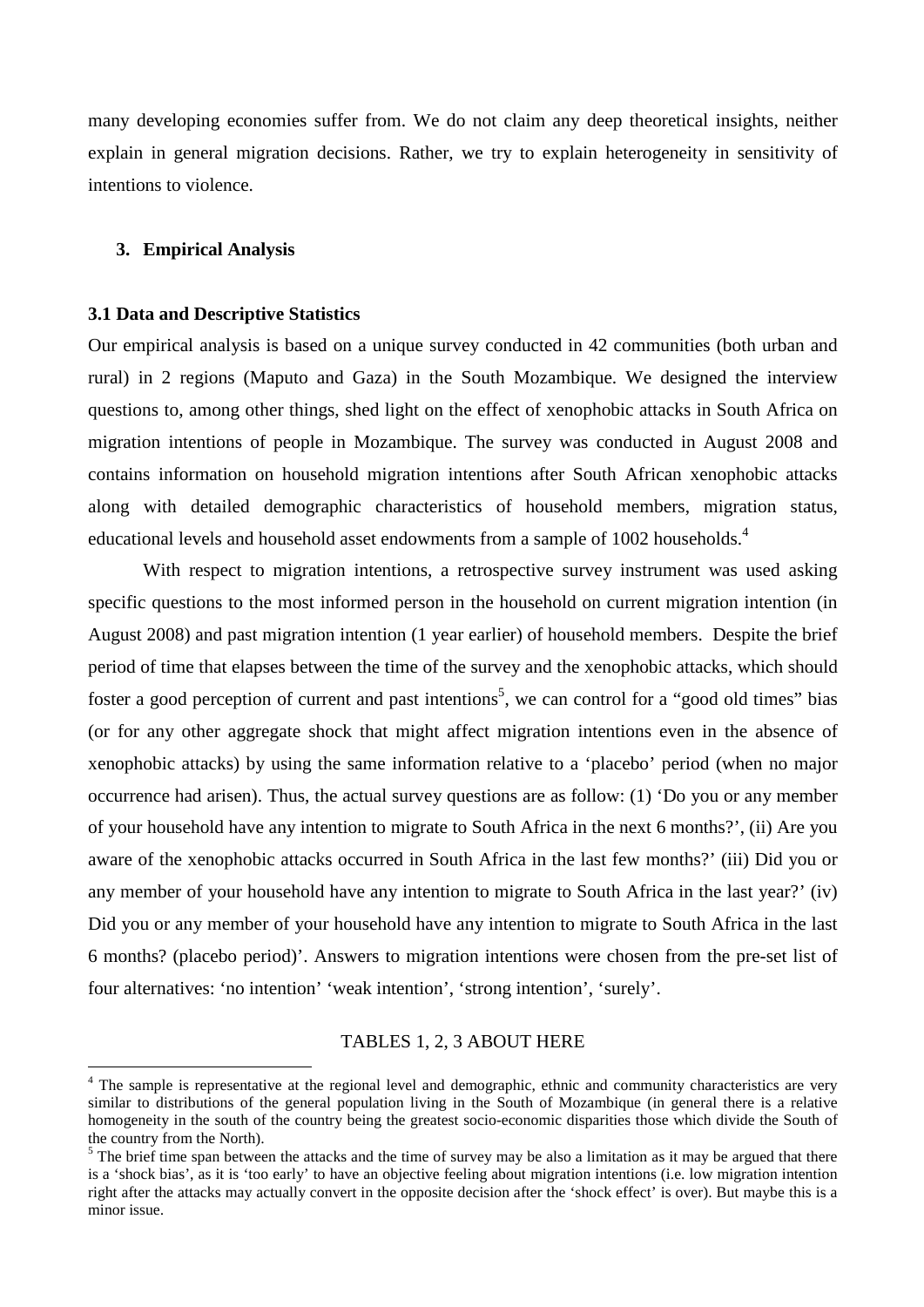many developing economies suffer from. We do not claim any deep theoretical insights, neither explain in general migration decisions. Rather, we try to explain heterogeneity in sensitivity of intentions to violence.

## 3. Empirical Analysis

### 3.1 Data and Descriptive Statistics

Our empirical analysis is based on a unique survey conducted in 42 communities (both urban and rural) in 2 regions (Maputo and Gaza) in the South Mozambique. We designed the interview questions to, among other things, shed light on the effect of xenophobic attacks in South Africa on migration intentions of people in Mozambique. The survey was conducted in August 2008 and contains information on household migration intentions after South African xenophobic attacks along with detailed demographic characteristics of household members, migration status, educational levels and household asset endowments from a sample of 1002 households.[4]

With respect to migration intentions, a retrospective survey instrument was used asking specific questions to the most informed person in the household on current migration intention (in August 2008) and past migration intention (1 year earlier) of household members. Despite the brief period of time that elapses between the time of the survey and the xenophobic attacks, which should foster a good perception of current and past intentions[5], we can control for a "good old times" bias (or for any other aggregate shock that might affect migration intentions even in the absence of xenophobic attacks) by using the same information relative to a 'placebo' period (when no major occurrence had arisen). Thus, the actual survey questions are as follow: (1) 'Do you or any member of your household have any intention to migrate to South Africa in the next 6 months?', (ii) Are you aware of the xenophobic attacks occurred in South Africa in the last few months?' (iii) Did you or any member of your household have any intention to migrate to South Africa in the last year?' (iv) Did you or any member of your household have any intention to migrate to South Africa in the last 6 months? (placebo period)'. Answers to migration intentions were chosen from the pre-set list of four alternatives: 'no intention' 'weak intention', 'strong intention', 'surely'.

TABLES 1, 2, 3 ABOUT HERE

[4] The sample is representative at the regional level and demographic, ethnic and community characteristics are very similar to distributions of the general population living in the South of Mozambique (in general there is a relative homogeneity in the south of the country being the greatest socio-economic disparities those which divide the South of the country from the North).

[5] The brief time span between the attacks and the time of survey may be also a limitation as it may be argued that there is a 'shock bias', as it is 'too early' to have an objective feeling about migration intentions (i.e. low migration intention right after the attacks may actually convert in the opposite decision after the 'shock effect' is over). But maybe this is a minor issue.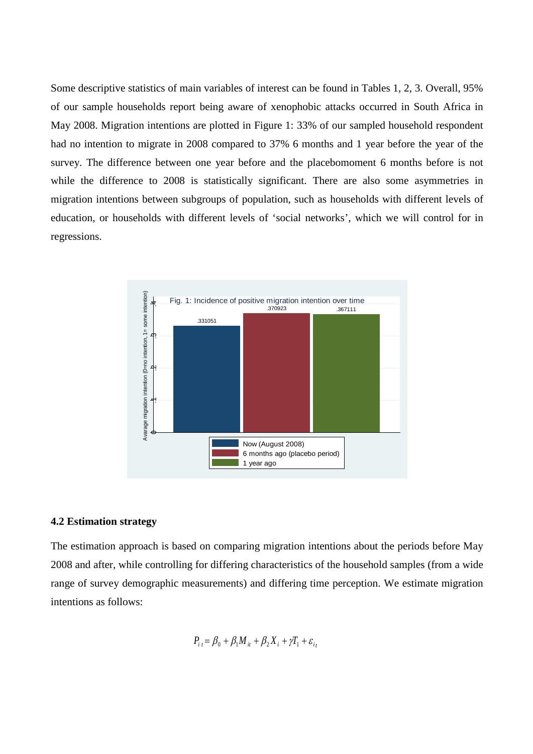Some descriptive statistics of main variables of interest can be found in Tables 1, 2, 3. Overall, 95% of our sample households report being aware of xenophobic attacks occurred in South Africa in May 2008. Migration intentions are plotted in Figure 1: 33% of our sampled household respondent had no intention to migrate in 2008 compared to 37% 6 months and 1 year before the year of the survey. The difference between one year before and the placebomoment 6 months before is not while the difference to 2008 is statistically significant. There are also some asymmetries in migration intentions between subgroups of population, such as households with different levels of education, or households with different levels of 'social networks', which we will control for in regressions.

Fig. 1: Incidence of positive migration intention over time

| | Avarage migration intention (0=no intention, 1= some intention) |
| --- | --- |
| Now (August 2008) | .331051 |
| 6 months ago (placebo period) | .370923 |
| 1 year ago | .367111 |

### 4.2 Estimation strategy

The estimation approach is based on comparing migration intentions about the periods before May 2008 and after, while controlling for differing characteristics of the household samples (from a wide range of survey demographic measurements) and differing time perception. We estimate migration intentions as follows:

$$P_{it} = \beta_0 + \beta_1 M_{it} + \beta_2 X_i + \gamma T_1 + \varepsilon_{i_t}$$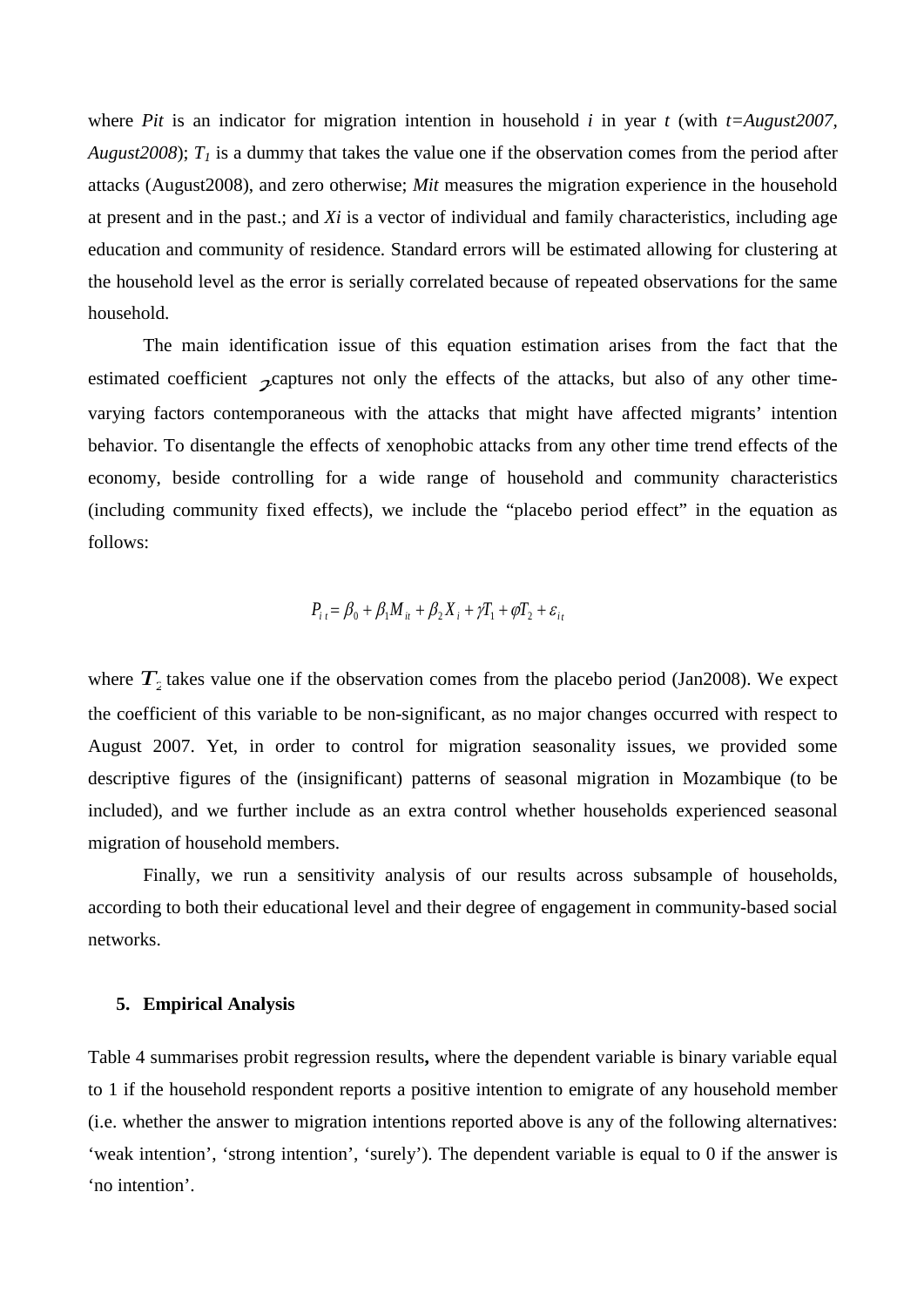where $P_{it}$ is an indicator for migration intention in household $i$ in year $t$ (with $t$=*August2007, August2008*); $T_1$ is a dummy that takes the value one if the observation comes from the period after attacks (August2008), and zero otherwise; $M_{it}$ measures the migration experience in the household at present and in the past.; and $X_i$ is a vector of individual and family characteristics, including age education and community of residence. Standard errors will be estimated allowing for clustering at the household level as the error is serially correlated because of repeated observations for the same household.

The main identification issue of this equation estimation arises from the fact that the estimated coefficient $\gamma$ captures not only the effects of the attacks, but also of any other time-varying factors contemporaneous with the attacks that might have affected migrants' intention behavior. To disentangle the effects of xenophobic attacks from any other time trend effects of the economy, beside controlling for a wide range of household and community characteristics (including community fixed effects), we include the "placebo period effect" in the equation as follows:

$$P_{it} = \beta_0 + \beta_1 M_{it} + \beta_2 X_i + \gamma T_1 + \varphi T_2 + \varepsilon_{it}$$

where $T_2$ takes value one if the observation comes from the placebo period (Jan2008). We expect the coefficient of this variable to be non-significant, as no major changes occurred with respect to August 2007. Yet, in order to control for migration seasonality issues, we provided some descriptive figures of the (insignificant) patterns of seasonal migration in Mozambique (to be included), and we further include as an extra control whether households experienced seasonal migration of household members.

Finally, we run a sensitivity analysis of our results across subsample of households, according to both their educational level and their degree of engagement in community-based social networks.

## 5. Empirical Analysis

Table 4 summarises probit regression results**,** where the dependent variable is binary variable equal to 1 if the household respondent reports a positive intention to emigrate of any household member (i.e. whether the answer to migration intentions reported above is any of the following alternatives: 'weak intention', 'strong intention', 'surely'). The dependent variable is equal to 0 if the answer is 'no intention'.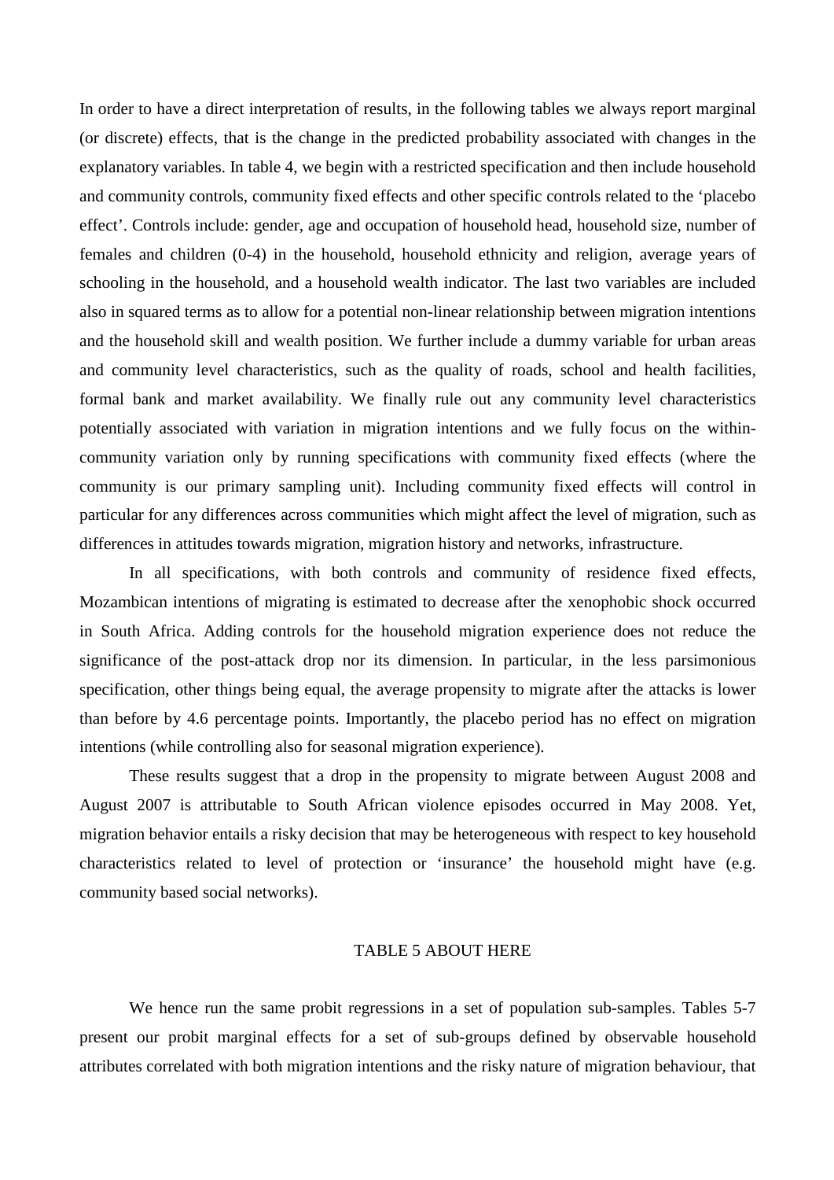In order to have a direct interpretation of results, in the following tables we always report marginal (or discrete) effects, that is the change in the predicted probability associated with changes in the explanatory variables. In table 4, we begin with a restricted specification and then include household and community controls, community fixed effects and other specific controls related to the 'placebo effect'. Controls include: gender, age and occupation of household head, household size, number of females and children (0-4) in the household, household ethnicity and religion, average years of schooling in the household, and a household wealth indicator. The last two variables are included also in squared terms as to allow for a potential non-linear relationship between migration intentions and the household skill and wealth position. We further include a dummy variable for urban areas and community level characteristics, such as the quality of roads, school and health facilities, formal bank and market availability. We finally rule out any community level characteristics potentially associated with variation in migration intentions and we fully focus on the within-community variation only by running specifications with community fixed effects (where the community is our primary sampling unit). Including community fixed effects will control in particular for any differences across communities which might affect the level of migration, such as differences in attitudes towards migration, migration history and networks, infrastructure.

In all specifications, with both controls and community of residence fixed effects, Mozambican intentions of migrating is estimated to decrease after the xenophobic shock occurred in South Africa. Adding controls for the household migration experience does not reduce the significance of the post-attack drop nor its dimension. In particular, in the less parsimonious specification, other things being equal, the average propensity to migrate after the attacks is lower than before by 4.6 percentage points. Importantly, the placebo period has no effect on migration intentions (while controlling also for seasonal migration experience).

These results suggest that a drop in the propensity to migrate between August 2008 and August 2007 is attributable to South African violence episodes occurred in May 2008. Yet, migration behavior entails a risky decision that may be heterogeneous with respect to key household characteristics related to level of protection or 'insurance' the household might have (e.g. community based social networks).

TABLE 5 ABOUT HERE

We hence run the same probit regressions in a set of population sub-samples. Tables 5-7 present our probit marginal effects for a set of sub-groups defined by observable household attributes correlated with both migration intentions and the risky nature of migration behaviour, that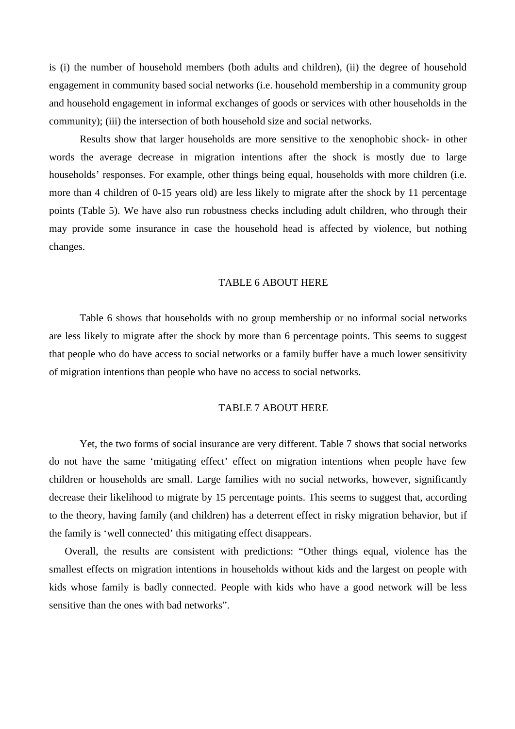is (i) the number of household members (both adults and children), (ii) the degree of household engagement in community based social networks (i.e. household membership in a community group and household engagement in informal exchanges of goods or services with other households in the community); (iii) the intersection of both household size and social networks.

Results show that larger households are more sensitive to the xenophobic shock- in other words the average decrease in migration intentions after the shock is mostly due to large households' responses. For example, other things being equal, households with more children (i.e. more than 4 children of 0-15 years old) are less likely to migrate after the shock by 11 percentage points (Table 5). We have also run robustness checks including adult children, who through their may provide some insurance in case the household head is affected by violence, but nothing changes.

TABLE 6 ABOUT HERE

Table 6 shows that households with no group membership or no informal social networks are less likely to migrate after the shock by more than 6 percentage points. This seems to suggest that people who do have access to social networks or a family buffer have a much lower sensitivity of migration intentions than people who have no access to social networks.

TABLE 7 ABOUT HERE

Yet, the two forms of social insurance are very different. Table 7 shows that social networks do not have the same 'mitigating effect' effect on migration intentions when people have few children or households are small. Large families with no social networks, however, significantly decrease their likelihood to migrate by 15 percentage points. This seems to suggest that, according to the theory, having family (and children) has a deterrent effect in risky migration behavior, but if the family is 'well connected' this mitigating effect disappears.

Overall, the results are consistent with predictions: "Other things equal, violence has the smallest effects on migration intentions in households without kids and the largest on people with kids whose family is badly connected. People with kids who have a good network will be less sensitive than the ones with bad networks".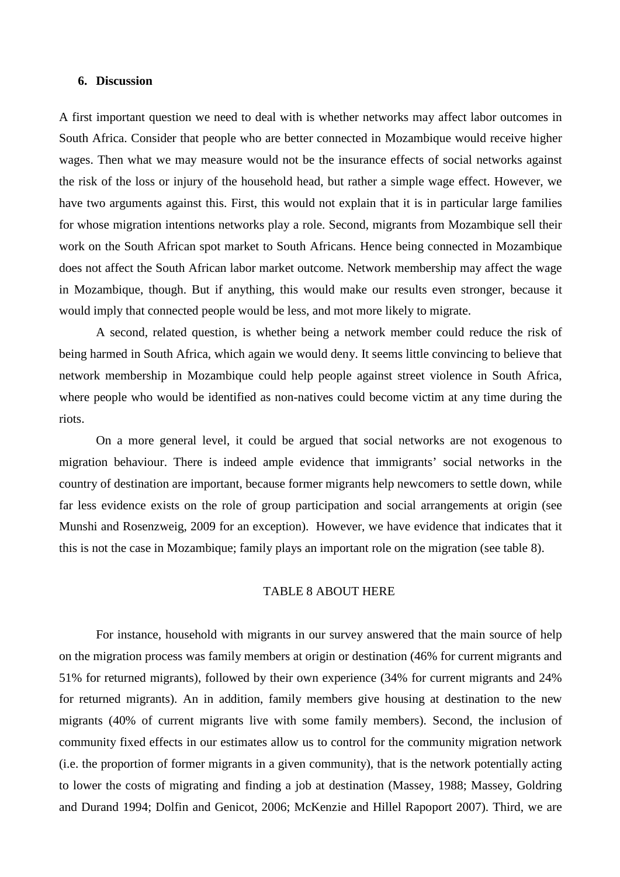## 6. Discussion

A first important question we need to deal with is whether networks may affect labor outcomes in South Africa. Consider that people who are better connected in Mozambique would receive higher wages. Then what we may measure would not be the insurance effects of social networks against the risk of the loss or injury of the household head, but rather a simple wage effect. However, we have two arguments against this. First, this would not explain that it is in particular large families for whose migration intentions networks play a role. Second, migrants from Mozambique sell their work on the South African spot market to South Africans. Hence being connected in Mozambique does not affect the South African labor market outcome. Network membership may affect the wage in Mozambique, though. But if anything, this would make our results even stronger, because it would imply that connected people would be less, and mot more likely to migrate.

A second, related question, is whether being a network member could reduce the risk of being harmed in South Africa, which again we would deny. It seems little convincing to believe that network membership in Mozambique could help people against street violence in South Africa, where people who would be identified as non-natives could become victim at any time during the riots.

On a more general level, it could be argued that social networks are not exogenous to migration behaviour. There is indeed ample evidence that immigrants' social networks in the country of destination are important, because former migrants help newcomers to settle down, while far less evidence exists on the role of group participation and social arrangements at origin (see Munshi and Rosenzweig, 2009 for an exception). However, we have evidence that indicates that it this is not the case in Mozambique; family plays an important role on the migration (see table 8).

TABLE 8 ABOUT HERE

For instance, household with migrants in our survey answered that the main source of help on the migration process was family members at origin or destination (46% for current migrants and 51% for returned migrants), followed by their own experience (34% for current migrants and 24% for returned migrants). An in addition, family members give housing at destination to the new migrants (40% of current migrants live with some family members). Second, the inclusion of community fixed effects in our estimates allow us to control for the community migration network (i.e. the proportion of former migrants in a given community), that is the network potentially acting to lower the costs of migrating and finding a job at destination (Massey, 1988; Massey, Goldring and Durand 1994; Dolfin and Genicot, 2006; McKenzie and Hillel Rapoport 2007). Third, we are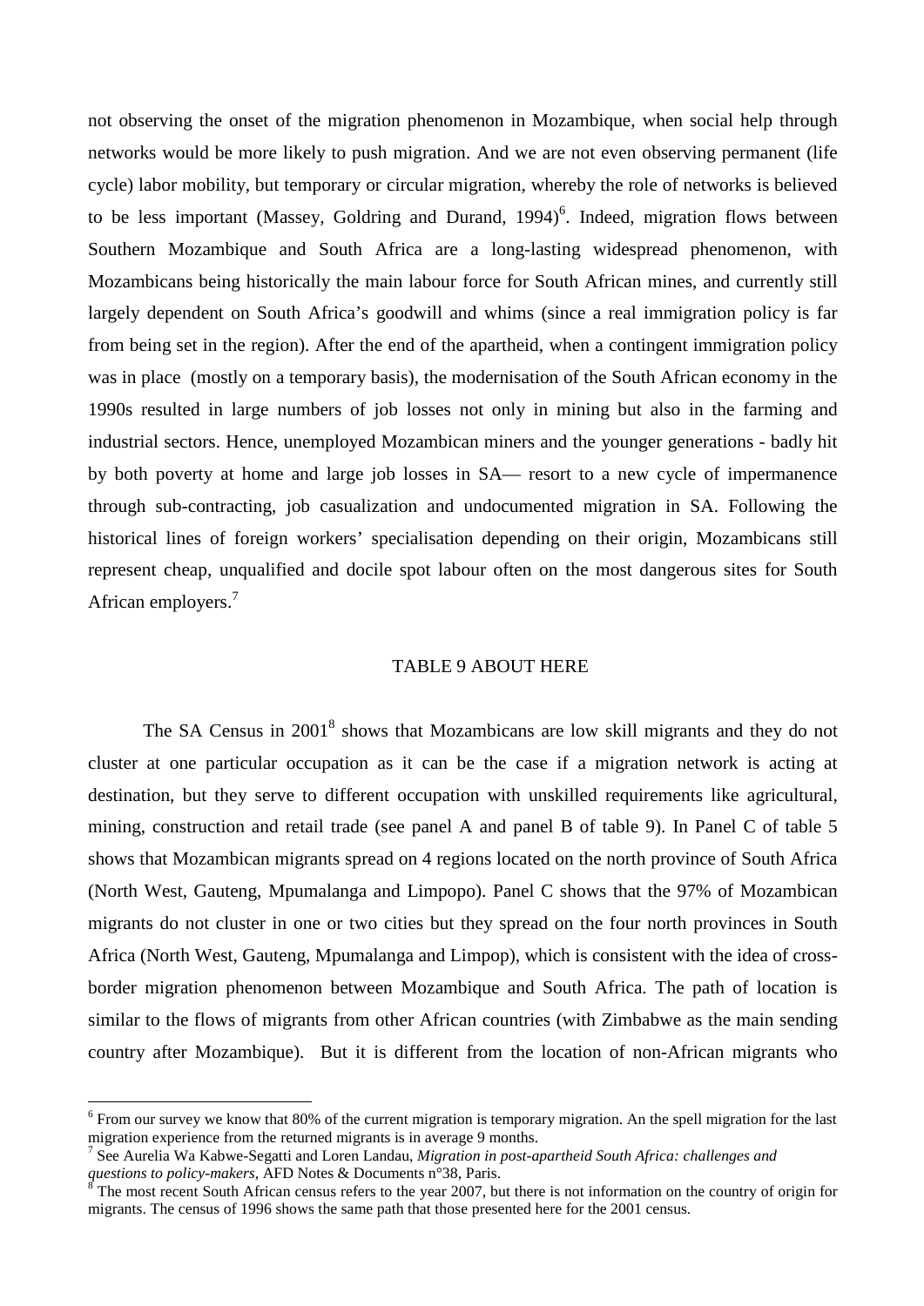not observing the onset of the migration phenomenon in Mozambique, when social help through networks would be more likely to push migration. And we are not even observing permanent (life cycle) labor mobility, but temporary or circular migration, whereby the role of networks is believed to be less important (Massey, Goldring and Durand, 1994)[6]. Indeed, migration flows between Southern Mozambique and South Africa are a long-lasting widespread phenomenon, with Mozambicans being historically the main labour force for South African mines, and currently still largely dependent on South Africa's goodwill and whims (since a real immigration policy is far from being set in the region). After the end of the apartheid, when a contingent immigration policy was in place (mostly on a temporary basis), the modernisation of the South African economy in the 1990s resulted in large numbers of job losses not only in mining but also in the farming and industrial sectors. Hence, unemployed Mozambican miners and the younger generations - badly hit by both poverty at home and large job losses in SA— resort to a new cycle of impermanence through sub-contracting, job casualization and undocumented migration in SA. Following the historical lines of foreign workers' specialisation depending on their origin, Mozambicans still represent cheap, unqualified and docile spot labour often on the most dangerous sites for South African employers.[7]

TABLE 9 ABOUT HERE

The SA Census in 2001[8] shows that Mozambicans are low skill migrants and they do not cluster at one particular occupation as it can be the case if a migration network is acting at destination, but they serve to different occupation with unskilled requirements like agricultural, mining, construction and retail trade (see panel A and panel B of table 9). In Panel C of table 5 shows that Mozambican migrants spread on 4 regions located on the north province of South Africa (North West, Gauteng, Mpumalanga and Limpopo). Panel C shows that the 97% of Mozambican migrants do not cluster in one or two cities but they spread on the four north provinces in South Africa (North West, Gauteng, Mpumalanga and Limpop), which is consistent with the idea of cross-border migration phenomenon between Mozambique and South Africa. The path of location is similar to the flows of migrants from other African countries (with Zimbabwe as the main sending country after Mozambique). But it is different from the location of non-African migrants who

---

[6] From our survey we know that 80% of the current migration is temporary migration. An the spell migration for the last migration experience from the returned migrants is in average 9 months.

[7] See Aurelia Wa Kabwe-Segatti and Loren Landau, *Migration in post-apartheid South Africa: challenges and questions to policy-makers*, AFD Notes & Documents n°38, Paris.

[8] The most recent South African census refers to the year 2007, but there is not information on the country of origin for migrants. The census of 1996 shows the same path that those presented here for the 2001 census.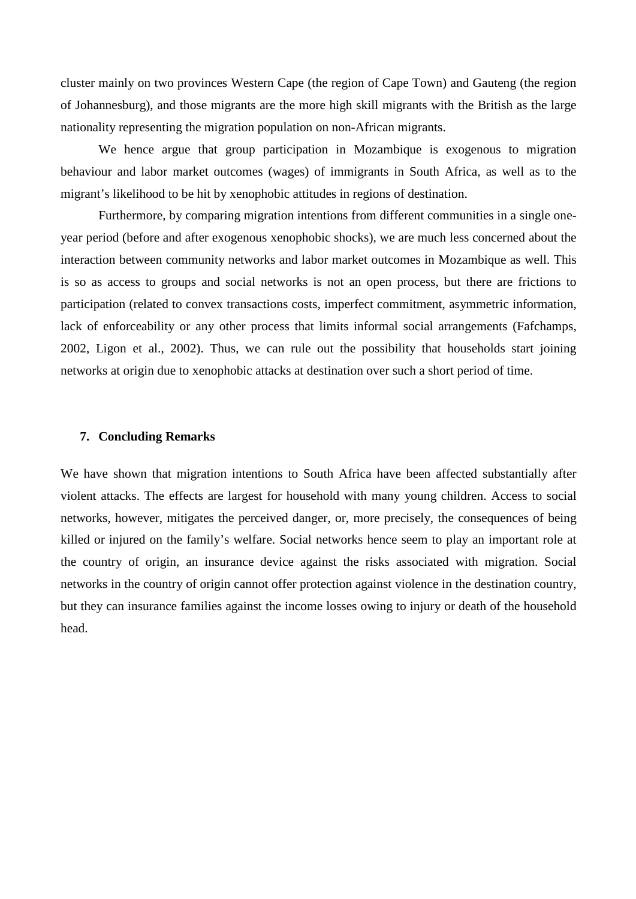cluster mainly on two provinces Western Cape (the region of Cape Town) and Gauteng (the region of Johannesburg), and those migrants are the more high skill migrants with the British as the large nationality representing the migration population on non-African migrants.

We hence argue that group participation in Mozambique is exogenous to migration behaviour and labor market outcomes (wages) of immigrants in South Africa, as well as to the migrant's likelihood to be hit by xenophobic attitudes in regions of destination.

Furthermore, by comparing migration intentions from different communities in a single one-year period (before and after exogenous xenophobic shocks), we are much less concerned about the interaction between community networks and labor market outcomes in Mozambique as well. This is so as access to groups and social networks is not an open process, but there are frictions to participation (related to convex transactions costs, imperfect commitment, asymmetric information, lack of enforceability or any other process that limits informal social arrangements (Fafchamps, 2002, Ligon et al., 2002). Thus, we can rule out the possibility that households start joining networks at origin due to xenophobic attacks at destination over such a short period of time.

## 7. Concluding Remarks

We have shown that migration intentions to South Africa have been affected substantially after violent attacks. The effects are largest for household with many young children. Access to social networks, however, mitigates the perceived danger, or, more precisely, the consequences of being killed or injured on the family's welfare. Social networks hence seem to play an important role at the country of origin, an insurance device against the risks associated with migration. Social networks in the country of origin cannot offer protection against violence in the destination country, but they can insurance families against the income losses owing to injury or death of the household head.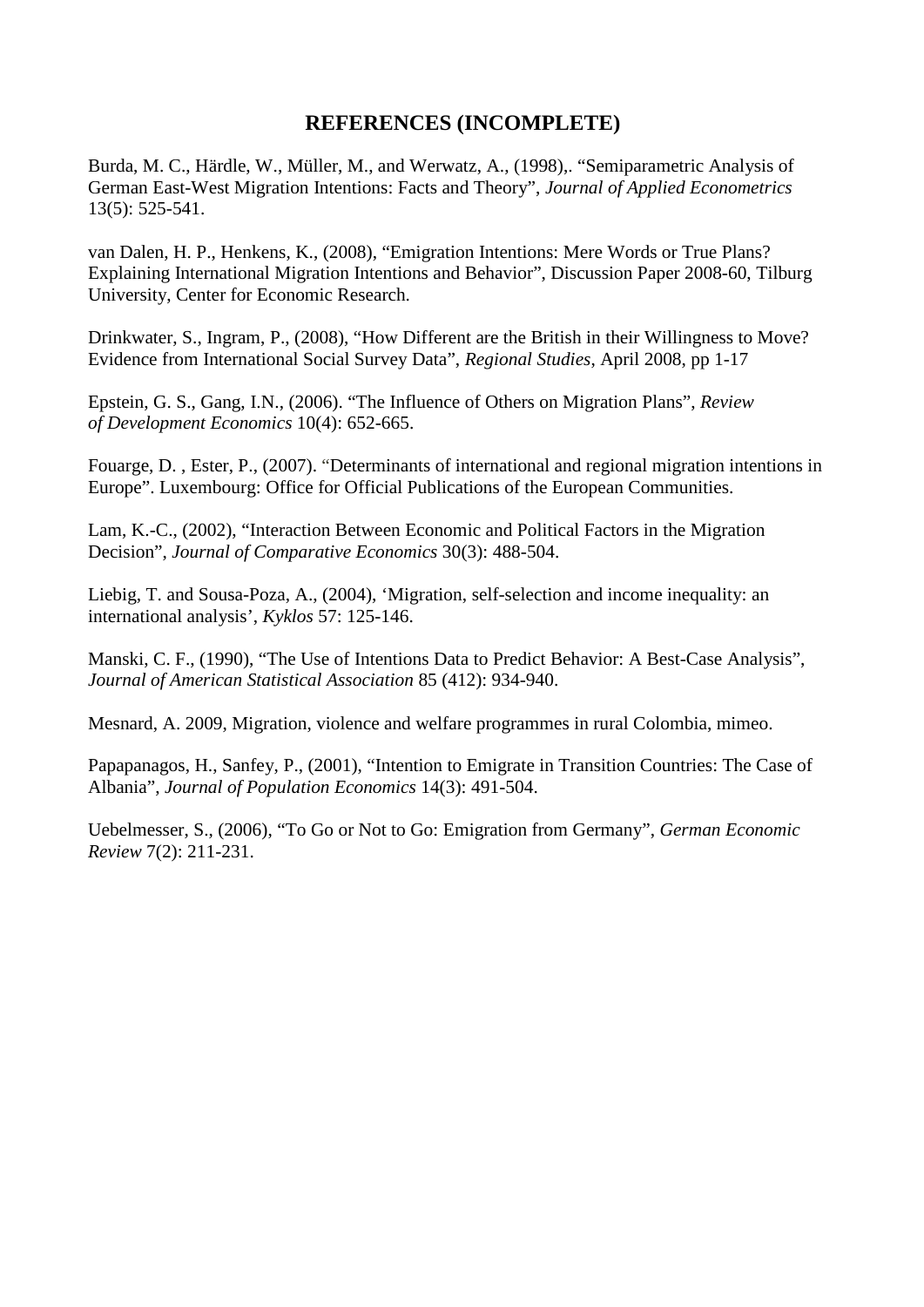## REFERENCES (INCOMPLETE)

Burda, M. C., Härdle, W., Müller, M., and Werwatz, A., (1998),. "Semiparametric Analysis of German East-West Migration Intentions: Facts and Theory", *Journal of Applied Econometrics* 13(5): 525-541.

van Dalen, H. P., Henkens, K., (2008), "Emigration Intentions: Mere Words or True Plans? Explaining International Migration Intentions and Behavior", Discussion Paper 2008-60, Tilburg University, Center for Economic Research.

Drinkwater, S., Ingram, P., (2008), "How Different are the British in their Willingness to Move? Evidence from International Social Survey Data", *Regional Studies*, April 2008, pp 1-17

Epstein, G. S., Gang, I.N., (2006). "The Influence of Others on Migration Plans", *Review of Development Economics* 10(4): 652-665.

Fouarge, D. , Ester, P., (2007). "Determinants of international and regional migration intentions in Europe". Luxembourg: Office for Official Publications of the European Communities.

Lam, K.-C., (2002), "Interaction Between Economic and Political Factors in the Migration Decision", *Journal of Comparative Economics* 30(3): 488-504.

Liebig, T. and Sousa-Poza, A., (2004), 'Migration, self-selection and income inequality: an international analysis', *Kyklos* 57: 125-146.

Manski, C. F., (1990), "The Use of Intentions Data to Predict Behavior: A Best-Case Analysis", *Journal of American Statistical Association* 85 (412): 934-940.

Mesnard, A. 2009, Migration, violence and welfare programmes in rural Colombia, mimeo.

Papapanagos, H., Sanfey, P., (2001), "Intention to Emigrate in Transition Countries: The Case of Albania", *Journal of Population Economics* 14(3): 491-504.

Uebelmesser, S., (2006), "To Go or Not to Go: Emigration from Germany", *German Economic Review* 7(2): 211-231.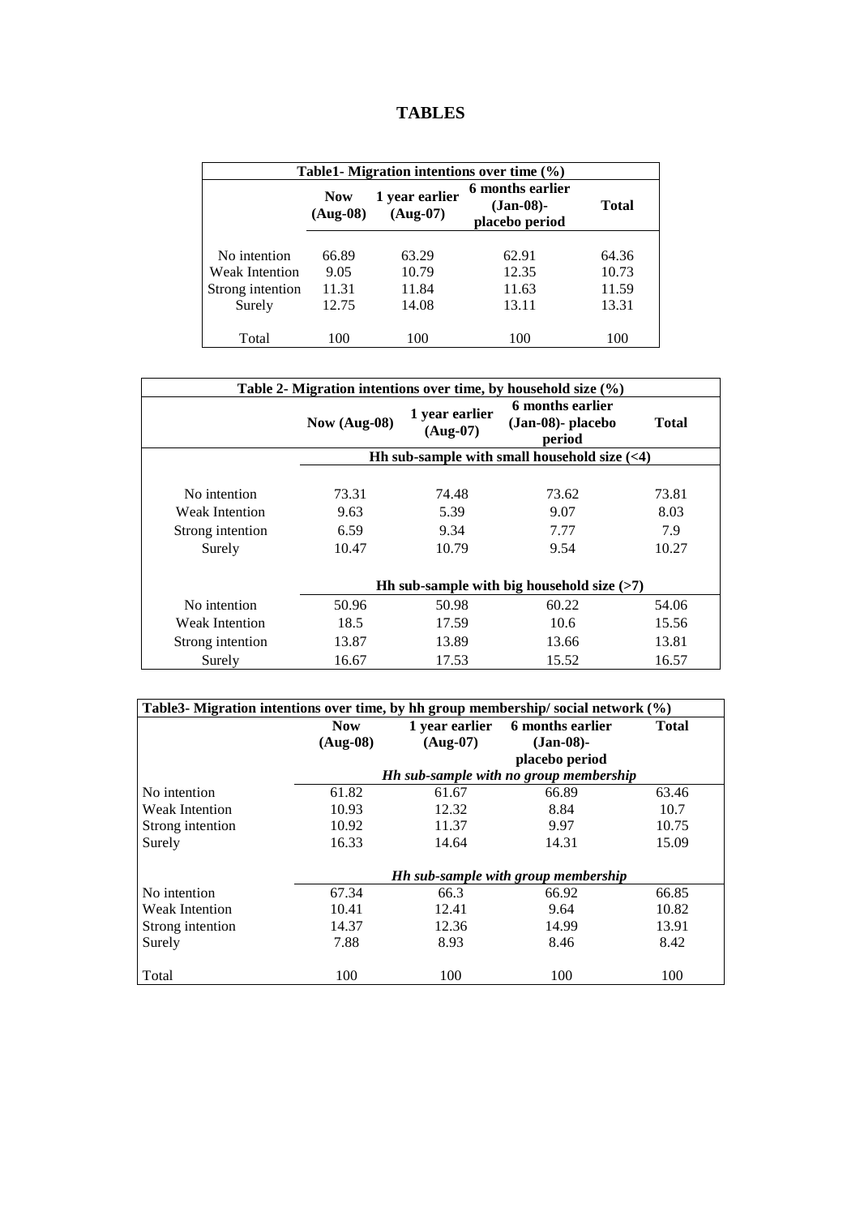# TABLES

| Table1- Migration intentions over time (%) | | | | |
|---|---|---|---|---|
| | Now (Aug-08) | 1 year earlier (Aug-07) | 6 months earlier (Jan-08)- placebo period | Total |
| No intention | 66.89 | 63.29 | 62.91 | 64.36 |
| Weak Intention | 9.05 | 10.79 | 12.35 | 10.73 |
| Strong intention | 11.31 | 11.84 | 11.63 | 11.59 |
| Surely | 12.75 | 14.08 | 13.11 | 13.31 |
| Total | 100 | 100 | 100 | 100 |

| Table 2- Migration intentions over time, by household size (%) | | | | |
|---|---|---|---|---|
| | Now (Aug-08) | 1 year earlier (Aug-07) | 6 months earlier (Jan-08)- placebo period | Total |
| | **Hh sub-sample with small household size (<4)** | | | |
| No intention | 73.31 | 74.48 | 73.62 | 73.81 |
| Weak Intention | 9.63 | 5.39 | 9.07 | 8.03 |
| Strong intention | 6.59 | 9.34 | 7.77 | 7.9 |
| Surely | 10.47 | 10.79 | 9.54 | 10.27 |
| | **Hh sub-sample with big household size (>7)** | | | |
| No intention | 50.96 | 50.98 | 60.22 | 54.06 |
| Weak Intention | 18.5 | 17.59 | 10.6 | 15.56 |
| Strong intention | 13.87 | 13.89 | 13.66 | 13.81 |
| Surely | 16.67 | 17.53 | 15.52 | 16.57 |

| Table3- Migration intentions over time, by hh group membership/ social network (%) | | | | |
|---|---|---|---|---|
| | Now (Aug-08) | 1 year earlier (Aug-07) | 6 months earlier (Jan-08)- placebo period | Total |
| | ***Hh sub-sample with no group membership*** | | | |
| No intention | 61.82 | 61.67 | 66.89 | 63.46 |
| Weak Intention | 10.93 | 12.32 | 8.84 | 10.7 |
| Strong intention | 10.92 | 11.37 | 9.97 | 10.75 |
| Surely | 16.33 | 14.64 | 14.31 | 15.09 |
| | ***Hh sub-sample with group membership*** | | | |
| No intention | 67.34 | 66.3 | 66.92 | 66.85 |
| Weak Intention | 10.41 | 12.41 | 9.64 | 10.82 |
| Strong intention | 14.37 | 12.36 | 14.99 | 13.91 |
| Surely | 7.88 | 8.93 | 8.46 | 8.42 |
| Total | 100 | 100 | 100 | 100 |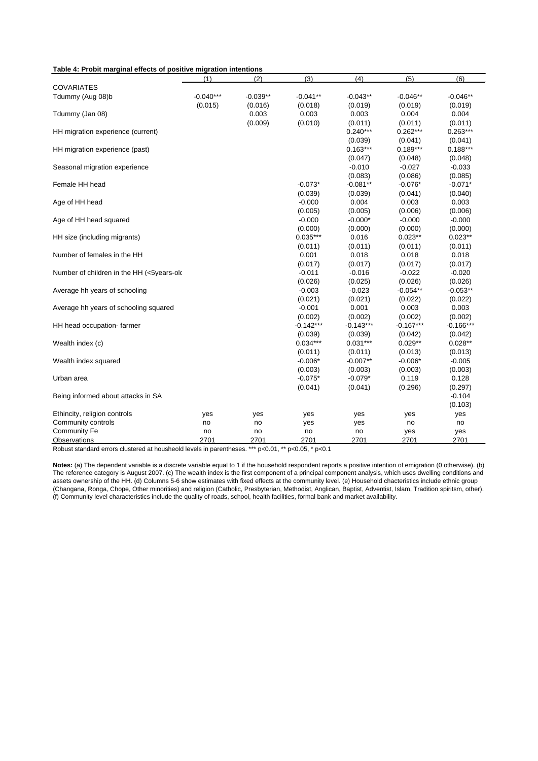**Table 4: Probit marginal effects of positive migration intentions**

| | (1) | (2) | (3) | (4) | (5) | (6) |
|---|---|---|---|---|---|---|
| COVARIATES | | | | | | |
| Tdummy (Aug 08)b | -0.040*** | -0.039** | -0.041** | -0.043** | -0.046** | -0.046** |
| | (0.015) | (0.016) | (0.018) | (0.019) | (0.019) | (0.019) |
| Tdummy (Jan 08) | | 0.003 | 0.003 | 0.003 | 0.004 | 0.004 |
| | | (0.009) | (0.010) | (0.011) | (0.011) | (0.011) |
| HH migration experience (current) | | | | 0.240*** | 0.262*** | 0.263*** |
| | | | | (0.039) | (0.041) | (0.041) |
| HH migration experience (past) | | | | 0.163*** | 0.189*** | 0.188*** |
| | | | | (0.047) | (0.048) | (0.048) |
| Seasonal migration experience | | | | -0.010 | -0.027 | -0.033 |
| | | | | (0.083) | (0.086) | (0.085) |
| Female HH head | | | -0.073* | -0.081** | -0.076* | -0.071* |
| | | | (0.039) | (0.039) | (0.041) | (0.040) |
| Age of HH head | | | -0.000 | 0.004 | 0.003 | 0.003 |
| | | | (0.005) | (0.005) | (0.006) | (0.006) |
| Age of HH head squared | | | -0.000 | -0.000* | -0.000 | -0.000 |
| | | | (0.000) | (0.000) | (0.000) | (0.000) |
| HH size (including migrants) | | | 0.035*** | 0.016 | 0.023** | 0.023** |
| | | | (0.011) | (0.011) | (0.011) | (0.011) |
| Number of females in the HH | | | 0.001 | 0.018 | 0.018 | 0.018 |
| | | | (0.017) | (0.017) | (0.017) | (0.017) |
| Number of children in the HH (<5years-old | | | -0.011 | -0.016 | -0.022 | -0.020 |
| | | | (0.026) | (0.025) | (0.026) | (0.026) |
| Average hh years of schooling | | | -0.003 | -0.023 | -0.054** | -0.053** |
| | | | (0.021) | (0.021) | (0.022) | (0.022) |
| Average hh years of schooling squared | | | -0.001 | 0.001 | 0.003 | 0.003 |
| | | | (0.002) | (0.002) | (0.002) | (0.002) |
| HH head occupation- farmer | | | -0.142*** | -0.143*** | -0.167*** | -0.166*** |
| | | | (0.039) | (0.039) | (0.042) | (0.042) |
| Wealth index (c) | | | 0.034*** | 0.031*** | 0.029** | 0.028** |
| | | | (0.011) | (0.011) | (0.013) | (0.013) |
| Wealth index squared | | | -0.006* | -0.007** | -0.006* | -0.005 |
| | | | (0.003) | (0.003) | (0.003) | (0.003) |
| Urban area | | | -0.075* | -0.079* | 0.119 | 0.128 |
| | | | (0.041) | (0.041) | (0.296) | (0.297) |
| Being informed about attacks in SA | | | | | | -0.104 |
| | | | | | | (0.103) |
| Ethincity, religion controls | yes | yes | yes | yes | yes | yes |
| Community controls | no | no | yes | yes | no | no |
| Community Fe | no | no | no | no | yes | yes |
| Observations | 2701 | 2701 | 2701 | 2701 | 2701 | 2701 |

Robust standard errors clustered at housheold levels in parentheses. *** p<0.01, ** p<0.05, * p<0.1

**Notes:** (a) The dependent variable is a discrete variable equal to 1 if the household respondent reports a positive intention of emigration (0 otherwise). (b) The reference category is August 2007. (c) The wealth index is the first component of a principal component analysis, which uses dwelling conditions and assets ownership of the HH. (d) Columns 5-6 show estimates with fixed effects at the community level. (e) Household chacteristics include ethnic group (Changana, Ronga, Chope, Other minorities) and religion (Catholic, Presbyterian, Methodist, Anglican, Baptist, Adventist, Islam, Tradition spiritsm, other). (f) Community level characteristics include the quality of roads, school, health facilities, formal bank and market availability.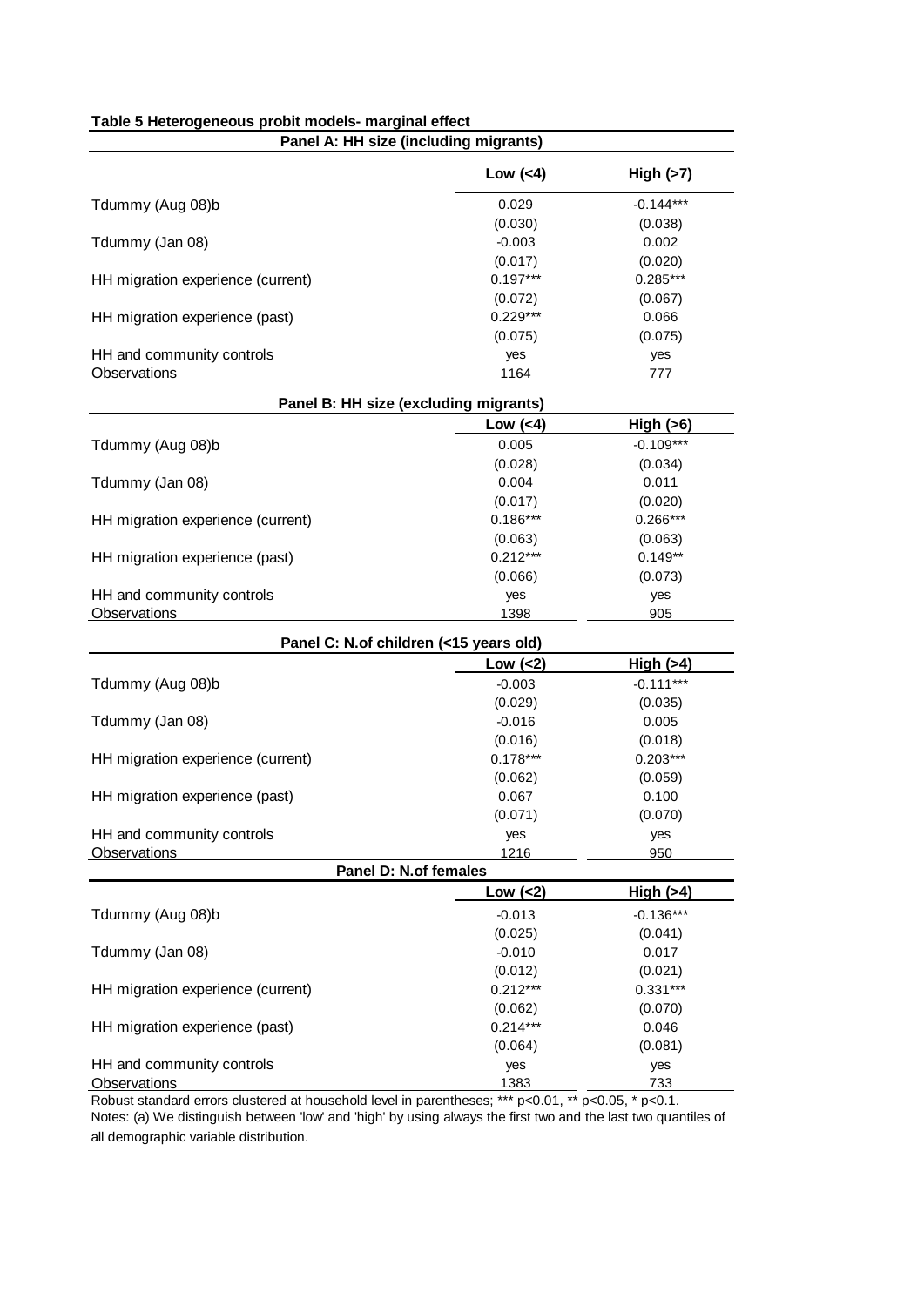**Table 5 Heterogeneous probit models- marginal effect**

**Panel A: HH size (including migrants)**

| | Low (<4) | High (>7) |
|---|---|---|
| Tdummy (Aug 08)b | 0.029 | -0.144*** |
| | (0.030) | (0.038) |
| Tdummy (Jan 08) | -0.003 | 0.002 |
| | (0.017) | (0.020) |
| HH migration experience (current) | 0.197*** | 0.285*** |
| | (0.072) | (0.067) |
| HH migration experience (past) | 0.229*** | 0.066 |
| | (0.075) | (0.075) |
| HH and community controls | yes | yes |
| Observations | 1164 | 777 |

**Panel B: HH size (excluding migrants)**

| | Low (<4) | High (>6) |
|---|---|---|
| Tdummy (Aug 08)b | 0.005 | -0.109*** |
| | (0.028) | (0.034) |
| Tdummy (Jan 08) | 0.004 | 0.011 |
| | (0.017) | (0.020) |
| HH migration experience (current) | 0.186*** | 0.266*** |
| | (0.063) | (0.063) |
| HH migration experience (past) | 0.212*** | 0.149** |
| | (0.066) | (0.073) |
| HH and community controls | yes | yes |
| Observations | 1398 | 905 |

**Panel C: N.of children (<15 years old)**

| | Low (<2) | High (>4) |
|---|---|---|
| Tdummy (Aug 08)b | -0.003 | -0.111*** |
| | (0.029) | (0.035) |
| Tdummy (Jan 08) | -0.016 | 0.005 |
| | (0.016) | (0.018) |
| HH migration experience (current) | 0.178*** | 0.203*** |
| | (0.062) | (0.059) |
| HH migration experience (past) | 0.067 | 0.100 |
| | (0.071) | (0.070) |
| HH and community controls | yes | yes |
| Observations | 1216 | 950 |

**Panel D: N.of females**

| | Low (<2) | High (>4) |
|---|---|---|
| Tdummy (Aug 08)b | -0.013 | -0.136*** |
| | (0.025) | (0.041) |
| Tdummy (Jan 08) | -0.010 | 0.017 |
| | (0.012) | (0.021) |
| HH migration experience (current) | 0.212*** | 0.331*** |
| | (0.062) | (0.070) |
| HH migration experience (past) | 0.214*** | 0.046 |
| | (0.064) | (0.081) |
| HH and community controls | yes | yes |
| Observations | 1383 | 733 |

Robust standard errors clustered at household level in parentheses; *** p<0.01, ** p<0.05, * p<0.1.
Notes: (a) We distinguish between 'low' and 'high' by using always the first two and the last two quantiles of all demographic variable distribution.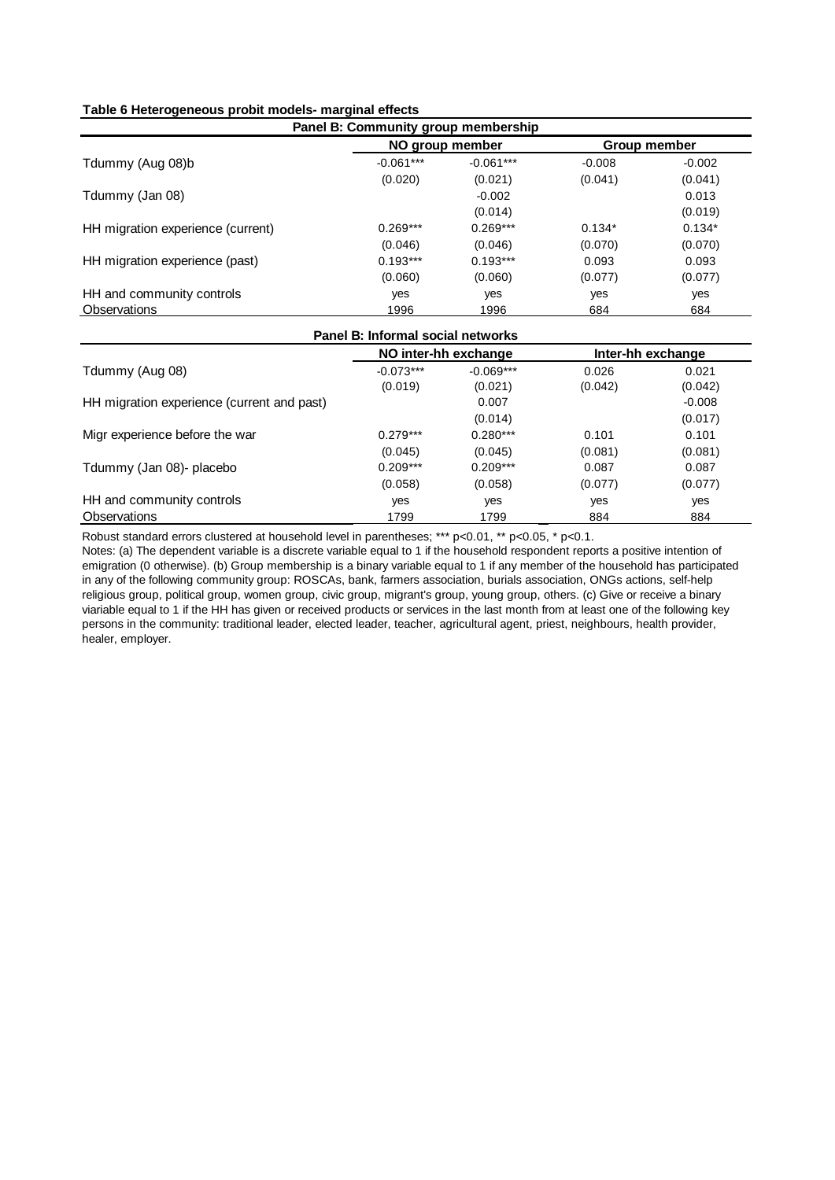**Table 6 Heterogeneous probit models- marginal effects**

| Panel B: Community group membership | | | | |
|---|---|---|---|---|
| | NO group member | | Group member | |
| Tdummy (Aug 08)b | -0.061*** | -0.061*** | -0.008 | -0.002 |
| | (0.020) | (0.021) | (0.041) | (0.041) |
| Tdummy (Jan 08) | | -0.002 | | 0.013 |
| | | (0.014) | | (0.019) |
| HH migration experience (current) | 0.269*** | 0.269*** | 0.134* | 0.134* |
| | (0.046) | (0.046) | (0.070) | (0.070) |
| HH migration experience (past) | 0.193*** | 0.193*** | 0.093 | 0.093 |
| | (0.060) | (0.060) | (0.077) | (0.077) |
| HH and community controls | yes | yes | yes | yes |
| Observations | 1996 | 1996 | 684 | 684 |

| Panel B: Informal social networks | | | | |
|---|---|---|---|---|
| | NO inter-hh exchange | | Inter-hh exchange | |
| Tdummy (Aug 08) | -0.073*** | -0.069*** | 0.026 | 0.021 |
| | (0.019) | (0.021) | (0.042) | (0.042) |
| HH migration experience (current and past) | | 0.007 | | -0.008 |
| | | (0.014) | | (0.017) |
| Migr experience before the war | 0.279*** | 0.280*** | 0.101 | 0.101 |
| | (0.045) | (0.045) | (0.081) | (0.081) |
| Tdummy (Jan 08)- placebo | 0.209*** | 0.209*** | 0.087 | 0.087 |
| | (0.058) | (0.058) | (0.077) | (0.077) |
| HH and community controls | yes | yes | yes | yes |
| Observations | 1799 | 1799 | 884 | 884 |

Robust standard errors clustered at household level in parentheses; *** p<0.01, ** p<0.05, * p<0.1.

Notes: (a) The dependent variable is a discrete variable equal to 1 if the household respondent reports a positive intention of emigration (0 otherwise). (b) Group membership is a binary variable equal to 1 if any member of the household has participated in any of the following community group: ROSCAs, bank, farmers association, burials association, ONGs actions, self-help religious group, political group, women group, civic group, migrant's group, young group, others. (c) Give or receive a binary viariable equal to 1 if the HH has given or received products or services in the last month from at least one of the following key persons in the community: traditional leader, elected leader, teacher, agricultural agent, priest, neighbours, health provider, healer, employer.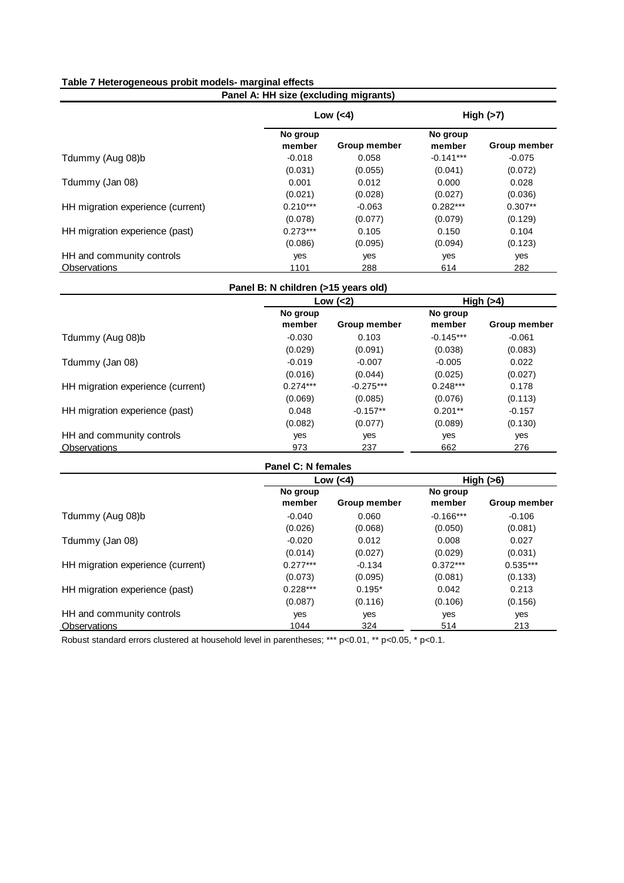**Table 7 Heterogeneous probit models- marginal effects**

**Panel A: HH size (excluding migrants)**

| | Low (<4) | | High (>7) | |
|---|---|---|---|---|
| | No group member | Group member | No group member | Group member |
| Tdummy (Aug 08)b | -0.018 | 0.058 | -0.141*** | -0.075 |
| | (0.031) | (0.055) | (0.041) | (0.072) |
| Tdummy (Jan 08) | 0.001 | 0.012 | 0.000 | 0.028 |
| | (0.021) | (0.028) | (0.027) | (0.036) |
| HH migration experience (current) | 0.210*** | -0.063 | 0.282*** | 0.307** |
| | (0.078) | (0.077) | (0.079) | (0.129) |
| HH migration experience (past) | 0.273*** | 0.105 | 0.150 | 0.104 |
| | (0.086) | (0.095) | (0.094) | (0.123) |
| HH and community controls | yes | yes | yes | yes |
| Observations | 1101 | 288 | 614 | 282 |

**Panel B: N children (>15 years old)**

| | Low (<2) | | High (>4) | |
|---|---|---|---|---|
| | No group member | Group member | No group member | Group member |
| Tdummy (Aug 08)b | -0.030 | 0.103 | -0.145*** | -0.061 |
| | (0.029) | (0.091) | (0.038) | (0.083) |
| Tdummy (Jan 08) | -0.019 | -0.007 | -0.005 | 0.022 |
| | (0.016) | (0.044) | (0.025) | (0.027) |
| HH migration experience (current) | 0.274*** | -0.275*** | 0.248*** | 0.178 |
| | (0.069) | (0.085) | (0.076) | (0.113) |
| HH migration experience (past) | 0.048 | -0.157** | 0.201** | -0.157 |
| | (0.082) | (0.077) | (0.089) | (0.130) |
| HH and community controls | yes | yes | yes | yes |
| Observations | 973 | 237 | 662 | 276 |

**Panel C: N females**

| | Low (<4) | | High (>6) | |
|---|---|---|---|---|
| | No group member | Group member | No group member | Group member |
| Tdummy (Aug 08)b | -0.040 | 0.060 | -0.166*** | -0.106 |
| | (0.026) | (0.068) | (0.050) | (0.081) |
| Tdummy (Jan 08) | -0.020 | 0.012 | 0.008 | 0.027 |
| | (0.014) | (0.027) | (0.029) | (0.031) |
| HH migration experience (current) | 0.277*** | -0.134 | 0.372*** | 0.535*** |
| | (0.073) | (0.095) | (0.081) | (0.133) |
| HH migration experience (past) | 0.228*** | 0.195* | 0.042 | 0.213 |
| | (0.087) | (0.116) | (0.106) | (0.156) |
| HH and community controls | yes | yes | yes | yes |
| Observations | 1044 | 324 | 514 | 213 |

Robust standard errors clustered at household level in parentheses; *** p<0.01, ** p<0.05, * p<0.1.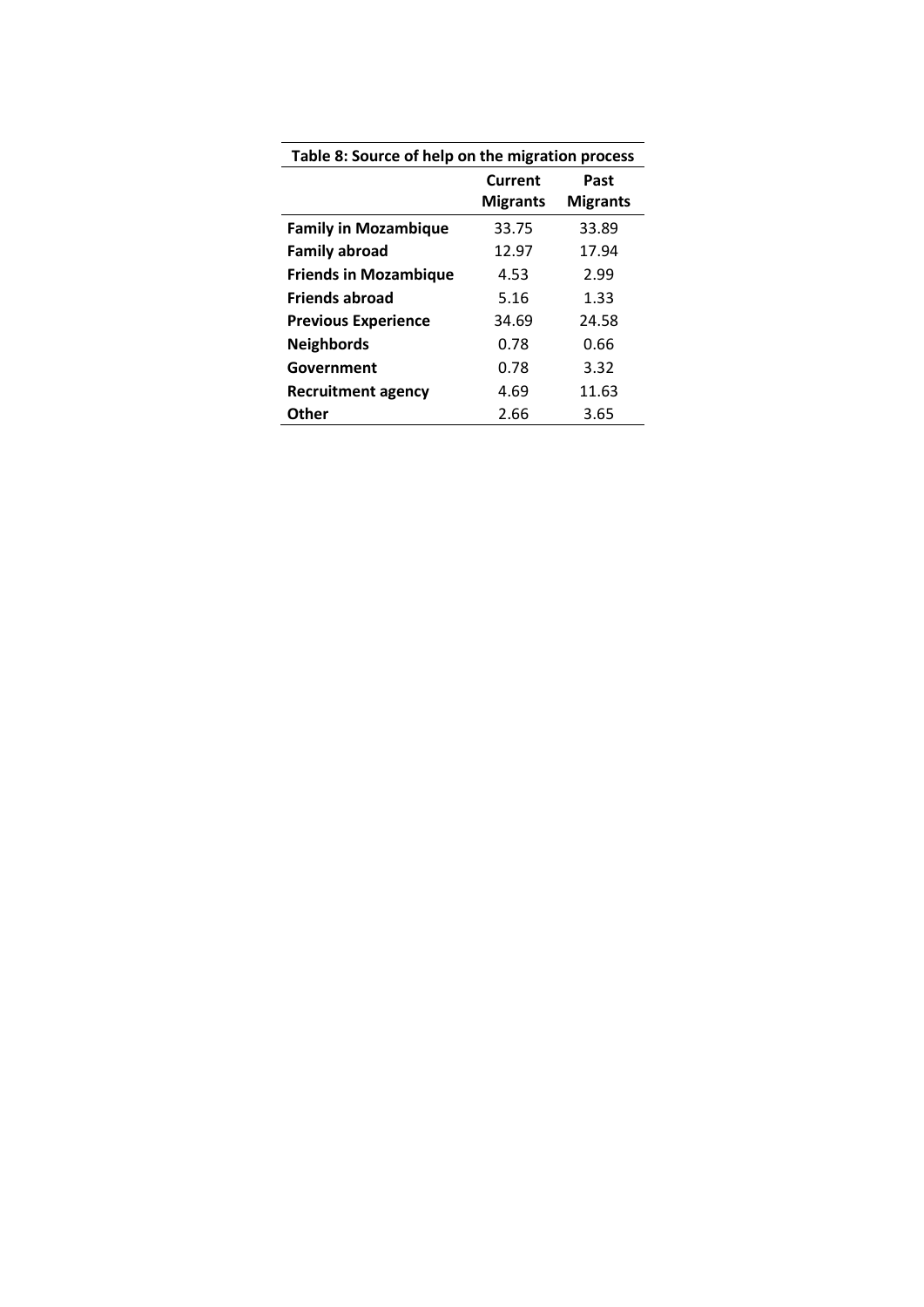**Table 8: Source of help on the migration process**

| | Current Migrants | Past Migrants |
|---|---|---|
| **Family in Mozambique** | 33.75 | 33.89 |
| **Family abroad** | 12.97 | 17.94 |
| **Friends in Mozambique** | 4.53 | 2.99 |
| **Friends abroad** | 5.16 | 1.33 |
| **Previous Experience** | 34.69 | 24.58 |
| **Neighbords** | 0.78 | 0.66 |
| **Government** | 0.78 | 3.32 |
| **Recruitment agency** | 4.69 | 11.63 |
| **Other** | 2.66 | 3.65 |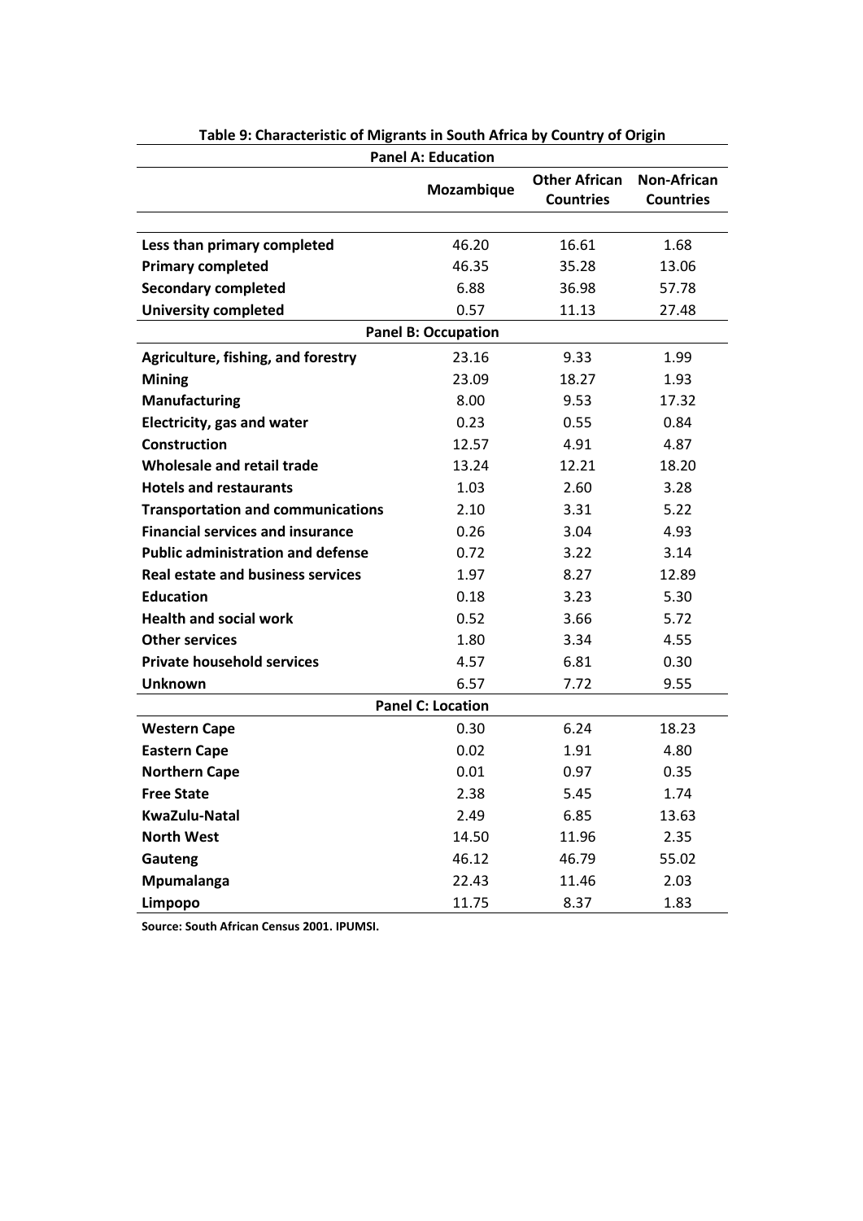**Table 9: Characteristic of Migrants in South Africa by Country of Origin**

| | Mozambique | Other African Countries | Non-African Countries |
|---|---|---|---|
| **Panel A: Education** | | | |
| **Less than primary completed** | 46.20 | 16.61 | 1.68 |
| **Primary completed** | 46.35 | 35.28 | 13.06 |
| **Secondary completed** | 6.88 | 36.98 | 57.78 |
| **University completed** | 0.57 | 11.13 | 27.48 |
| **Panel B: Occupation** | | | |
| **Agriculture, fishing, and forestry** | 23.16 | 9.33 | 1.99 |
| **Mining** | 23.09 | 18.27 | 1.93 |
| **Manufacturing** | 8.00 | 9.53 | 17.32 |
| **Electricity, gas and water** | 0.23 | 0.55 | 0.84 |
| **Construction** | 12.57 | 4.91 | 4.87 |
| **Wholesale and retail trade** | 13.24 | 12.21 | 18.20 |
| **Hotels and restaurants** | 1.03 | 2.60 | 3.28 |
| **Transportation and communications** | 2.10 | 3.31 | 5.22 |
| **Financial services and insurance** | 0.26 | 3.04 | 4.93 |
| **Public administration and defense** | 0.72 | 3.22 | 3.14 |
| **Real estate and business services** | 1.97 | 8.27 | 12.89 |
| **Education** | 0.18 | 3.23 | 5.30 |
| **Health and social work** | 0.52 | 3.66 | 5.72 |
| **Other services** | 1.80 | 3.34 | 4.55 |
| **Private household services** | 4.57 | 6.81 | 0.30 |
| **Unknown** | 6.57 | 7.72 | 9.55 |
| **Panel C: Location** | | | |
| **Western Cape** | 0.30 | 6.24 | 18.23 |
| **Eastern Cape** | 0.02 | 1.91 | 4.80 |
| **Northern Cape** | 0.01 | 0.97 | 0.35 |
| **Free State** | 2.38 | 5.45 | 1.74 |
| **KwaZulu-Natal** | 2.49 | 6.85 | 13.63 |
| **North West** | 14.50 | 11.96 | 2.35 |
| **Gauteng** | 46.12 | 46.79 | 55.02 |
| **Mpumalanga** | 22.43 | 11.46 | 2.03 |
| **Limpopo** | 11.75 | 8.37 | 1.83 |

**Source: South African Census 2001. IPUMSI.**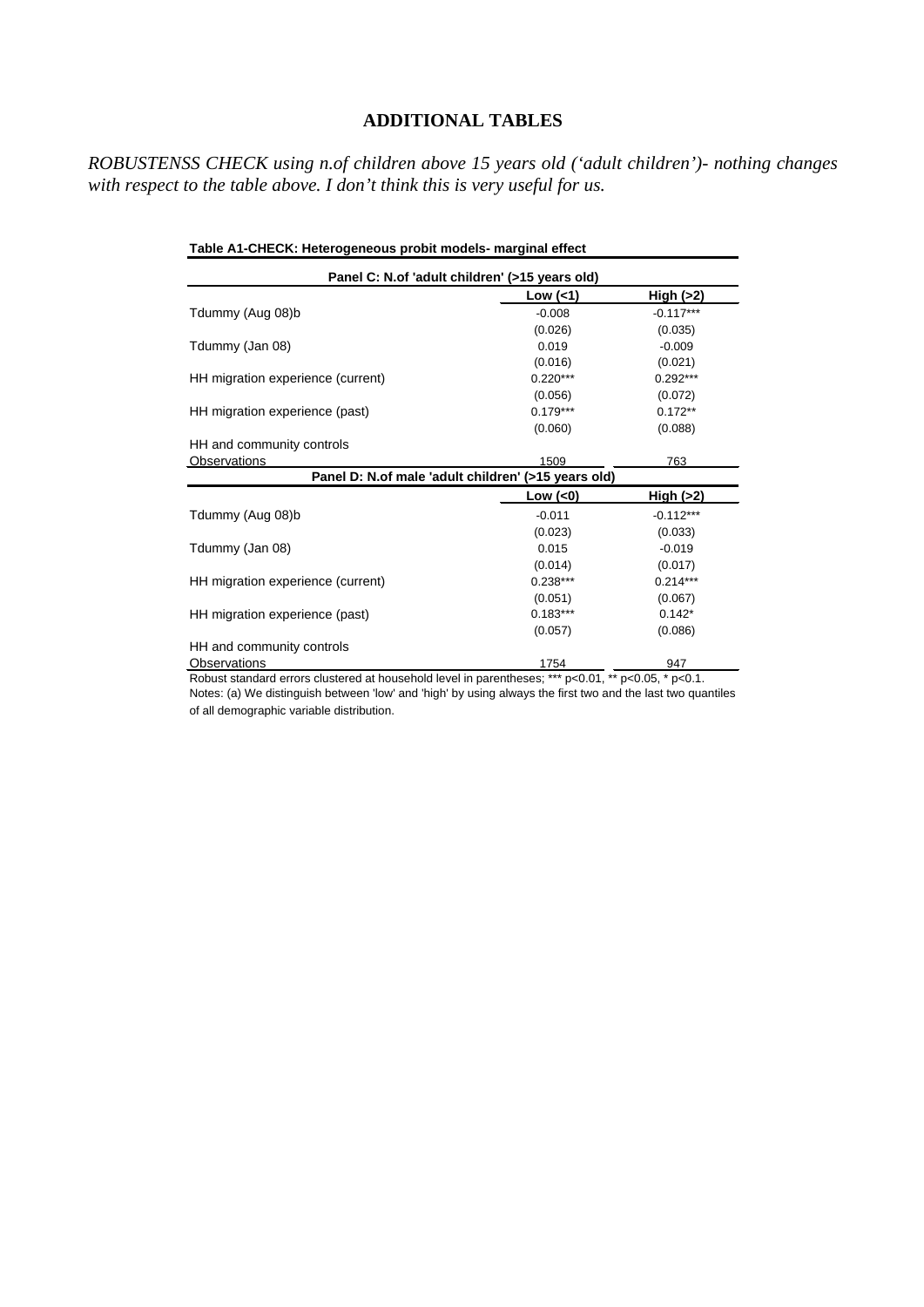# ADDITIONAL TABLES

*ROBUSTENSS CHECK using n.of children above 15 years old ('adult children')- nothing changes with respect to the table above. I don't think this is very useful for us.*

**Table A1-CHECK: Heterogeneous probit models- marginal effect**

| Panel C: N.of 'adult children' (>15 years old) | | |
|---|---|---|
| | **Low (<1)** | **High (>2)** |
| Tdummy (Aug 08)b | -0.008 | -0.117*** |
| | (0.026) | (0.035) |
| Tdummy (Jan 08) | 0.019 | -0.009 |
| | (0.016) | (0.021) |
| HH migration experience (current) | 0.220*** | 0.292*** |
| | (0.056) | (0.072) |
| HH migration experience (past) | 0.179*** | 0.172** |
| | (0.060) | (0.088) |
| HH and community controls | | |
| Observations | 1509 | 763 |
| **Panel D: N.of male 'adult children' (>15 years old)** | | |
| | **Low (<0)** | **High (>2)** |
| Tdummy (Aug 08)b | -0.011 | -0.112*** |
| | (0.023) | (0.033) |
| Tdummy (Jan 08) | 0.015 | -0.019 |
| | (0.014) | (0.017) |
| HH migration experience (current) | 0.238*** | 0.214*** |
| | (0.051) | (0.067) |
| HH migration experience (past) | 0.183*** | 0.142* |
| | (0.057) | (0.086) |
| HH and community controls | | |
| Observations | 1754 | 947 |

Robust standard errors clustered at household level in parentheses; *** p<0.01, ** p<0.05, * p<0.1.
Notes: (a) We distinguish between 'low' and 'high' by using always the first two and the last two quantiles of all demographic variable distribution.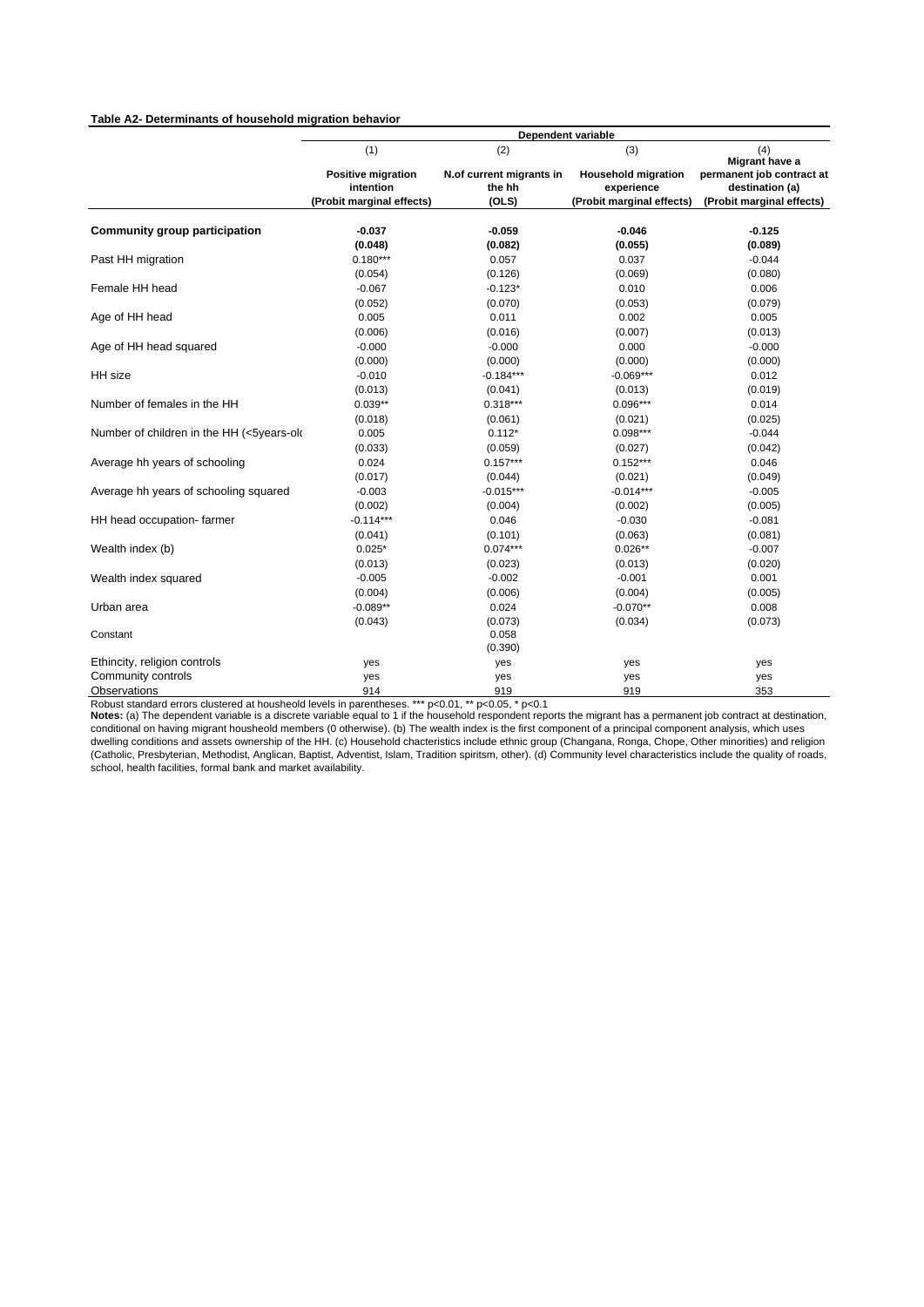**Table A2- Determinants of household migration behavior**

| | Dependent variable | | | |
|---|---|---|---|---|
| | (1) | (2) | (3) | (4) |
| | **Positive migration intention** | **N.of current migrants in the hh** | **Household migration experience** | **Migrant have a permanent job contract at destination (a)** |
| | **(Probit marginal effects)** | **(OLS)** | **(Probit marginal effects)** | **(Probit marginal effects)** |
| **Community group participation** | **-0.037** | **-0.059** | **-0.046** | **-0.125** |
| | **(0.048)** | **(0.082)** | **(0.055)** | **(0.089)** |
| Past HH migration | 0.180*** | 0.057 | 0.037 | -0.044 |
| | (0.054) | (0.126) | (0.069) | (0.080) |
| Female HH head | -0.067 | -0.123* | 0.010 | 0.006 |
| | (0.052) | (0.070) | (0.053) | (0.079) |
| Age of HH head | 0.005 | 0.011 | 0.002 | 0.005 |
| | (0.006) | (0.016) | (0.007) | (0.013) |
| Age of HH head squared | -0.000 | -0.000 | 0.000 | -0.000 |
| | (0.000) | (0.000) | (0.000) | (0.000) |
| HH size | -0.010 | -0.184*** | -0.069*** | 0.012 |
| | (0.013) | (0.041) | (0.013) | (0.019) |
| Number of females in the HH | 0.039** | 0.318*** | 0.096*** | 0.014 |
| | (0.018) | (0.061) | (0.021) | (0.025) |
| Number of children in the HH (<5years-old | 0.005 | 0.112* | 0.098*** | -0.044 |
| | (0.033) | (0.059) | (0.027) | (0.042) |
| Average hh years of schooling | 0.024 | 0.157*** | 0.152*** | 0.046 |
| | (0.017) | (0.044) | (0.021) | (0.049) |
| Average hh years of schooling squared | -0.003 | -0.015*** | -0.014*** | -0.005 |
| | (0.002) | (0.004) | (0.002) | (0.005) |
| HH head occupation- farmer | -0.114*** | 0.046 | -0.030 | -0.081 |
| | (0.041) | (0.101) | (0.063) | (0.081) |
| Wealth index (b) | 0.025* | 0.074*** | 0.026** | -0.007 |
| | (0.013) | (0.023) | (0.013) | (0.020) |
| Wealth index squared | -0.005 | -0.002 | -0.001 | 0.001 |
| | (0.004) | (0.006) | (0.004) | (0.005) |
| Urban area | -0.089** | 0.024 | -0.070** | 0.008 |
| | (0.043) | (0.073) | (0.034) | (0.073) |
| Constant | | 0.058 | | |
| | | (0.390) | | |
| Ethincity, religion controls | yes | yes | yes | yes |
| Community controls | yes | yes | yes | yes |
| Observations | 914 | 919 | 919 | 353 |

Robust standard errors clustered at housheold levels in parentheses. *** p<0.01, ** p<0.05, * p<0.1

**Notes:** (a) The dependent variable is a discrete variable equal to 1 if the household respondent reports the migrant has a permanent job contract at destination, conditional on having migrant housheold members (0 otherwise). (b) The wealth index is the first component of a principal component analysis, which uses dwelling conditions and assets ownership of the HH. (c) Household chacteristics include ethnic group (Changana, Ronga, Chope, Other minorities) and religion (Catholic, Presbyterian, Methodist, Anglican, Baptist, Adventist, Islam, Tradition spiritsm, other). (d) Community level characteristics include the quality of roads, school, health facilities, formal bank and market availability.